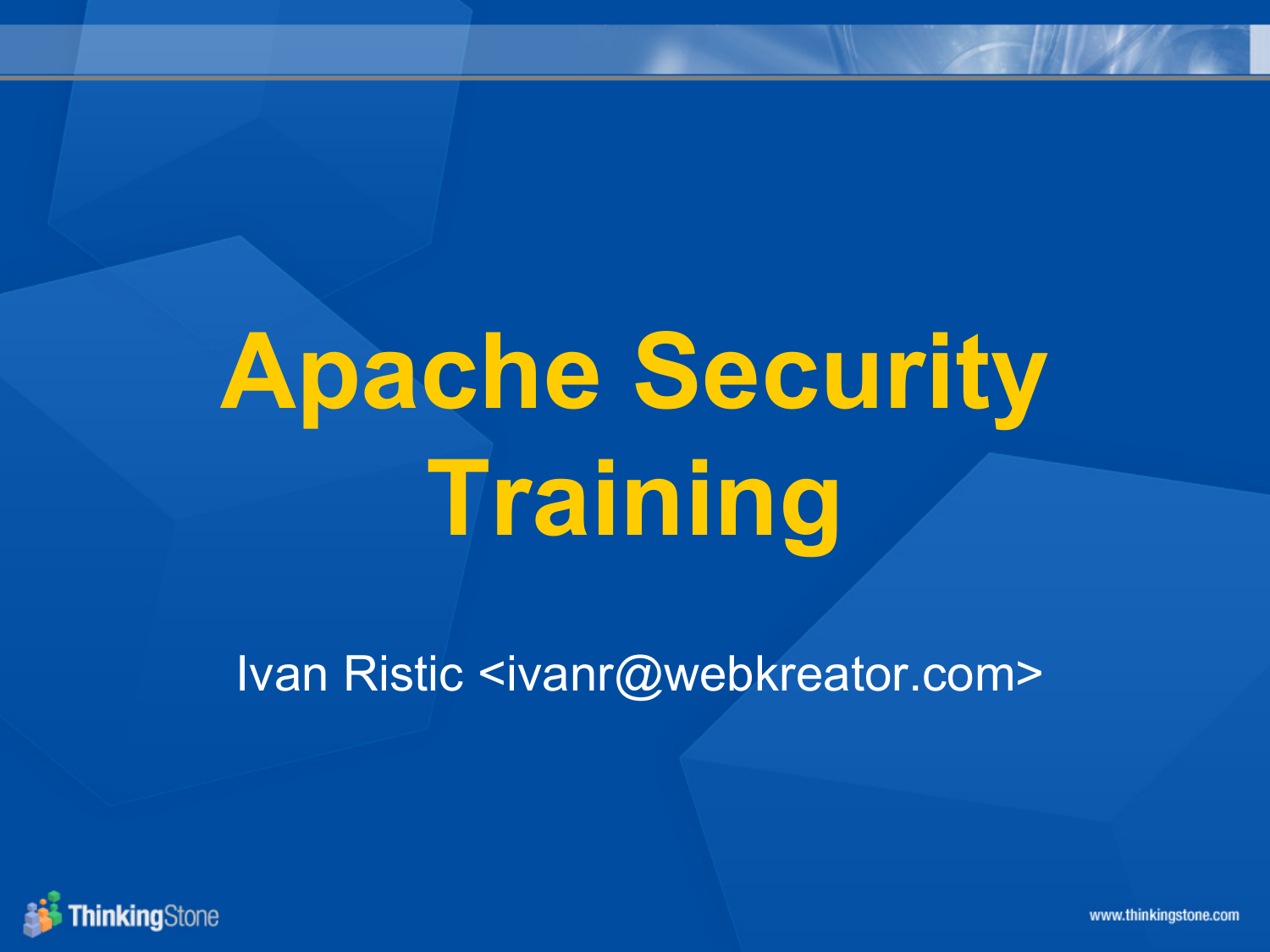# Apache Security Training

Ivan Ristic <ivanr@webkreator.com>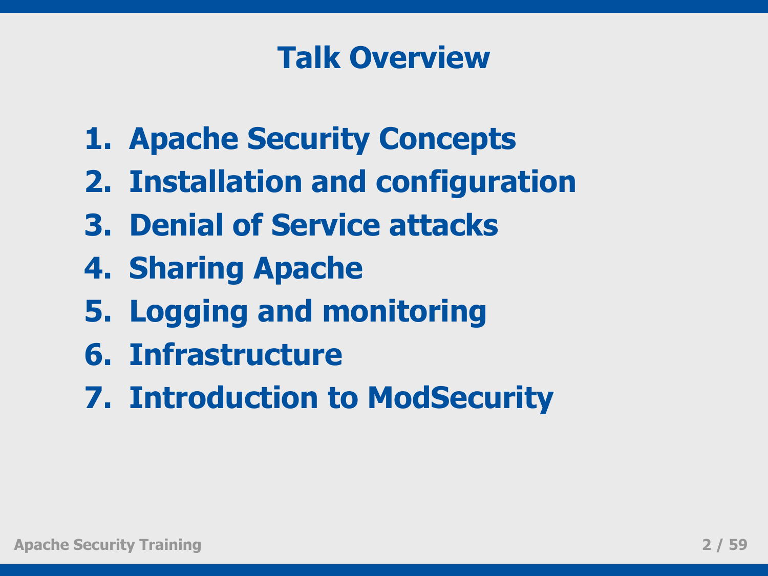# Talk Overview

1. **Apache Security Concepts**
2. **Installation and configuration**
3. **Denial of Service attacks**
4. **Sharing Apache**
5. **Logging and monitoring**
6. **Infrastructure**
7. **Introduction to ModSecurity**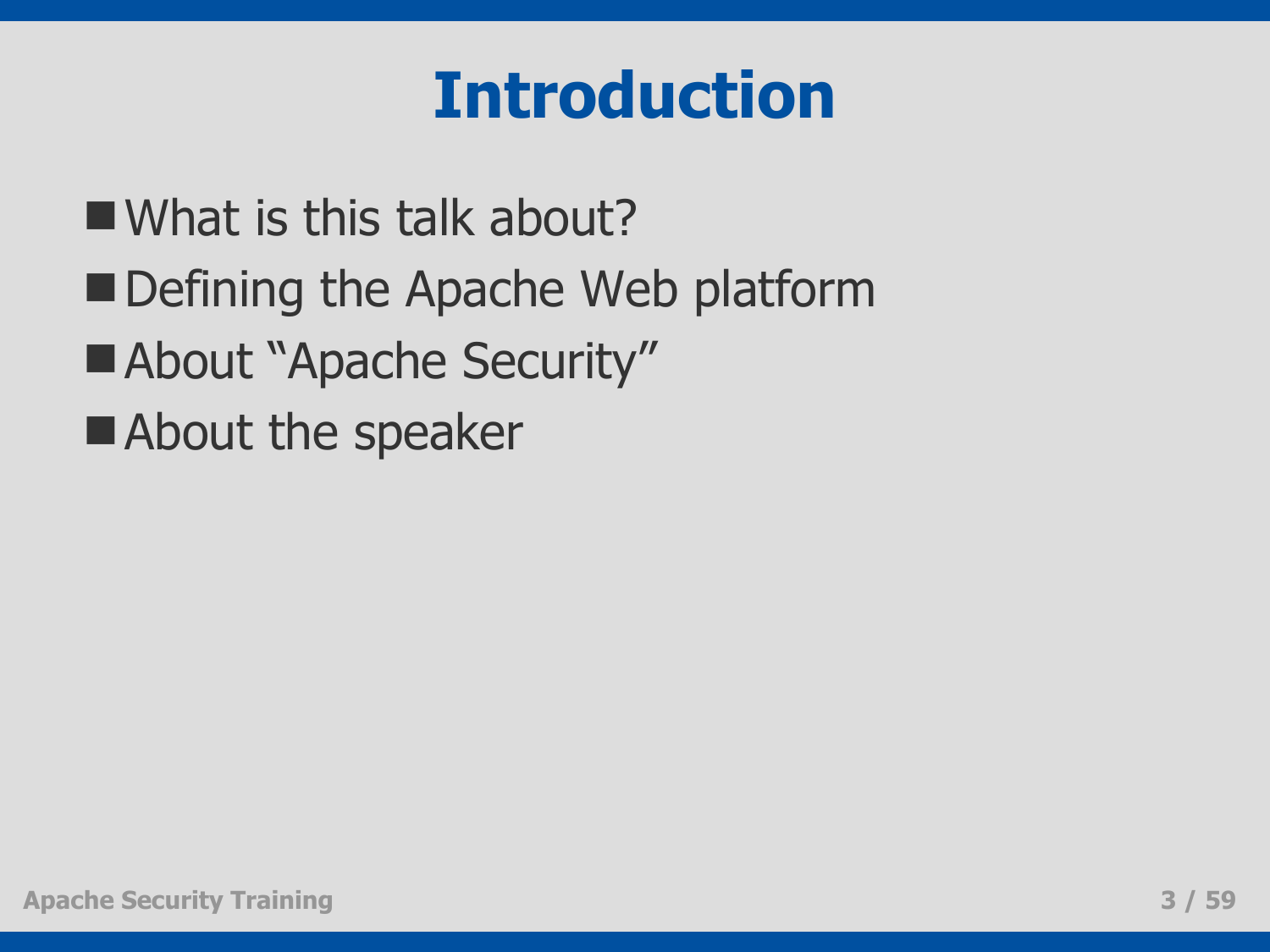# Introduction

- What is this talk about?
- Defining the Apache Web platform
- About "Apache Security"
- About the speaker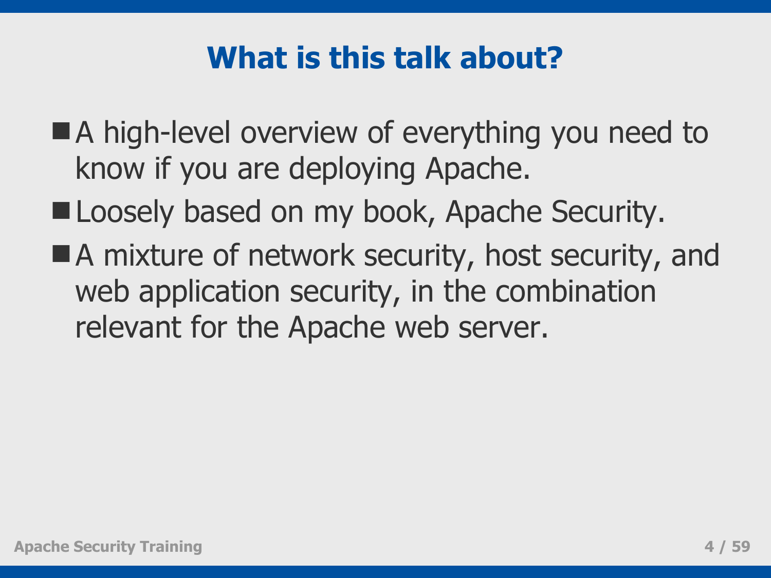# What is this talk about?

- A high-level overview of everything you need to know if you are deploying Apache.
- Loosely based on my book, Apache Security.
- A mixture of network security, host security, and web application security, in the combination relevant for the Apache web server.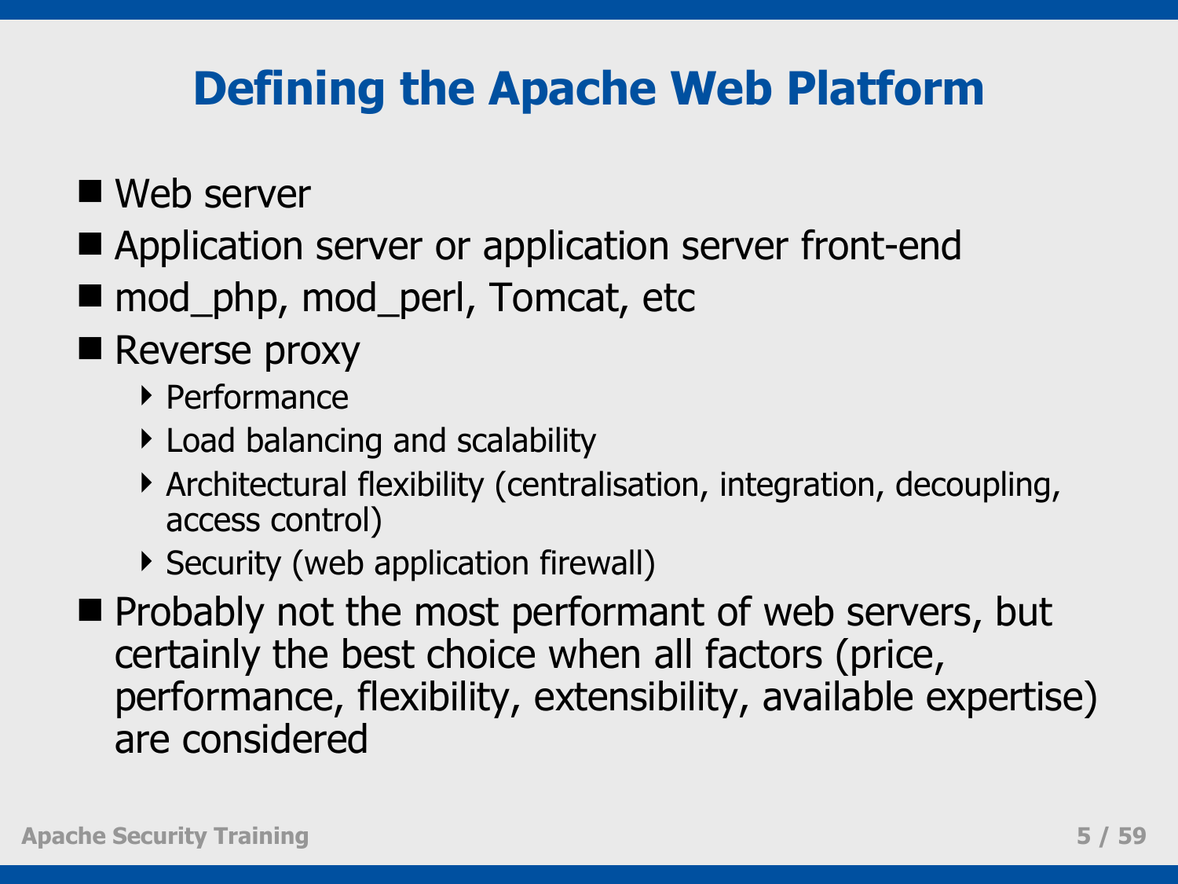# Defining the Apache Web Platform

- Web server
- Application server or application server front-end
- mod_php, mod_perl, Tomcat, etc
- Reverse proxy
  - Performance
  - Load balancing and scalability
  - Architectural flexibility (centralisation, integration, decoupling, access control)
  - Security (web application firewall)
- Probably not the most performant of web servers, but certainly the best choice when all factors (price, performance, flexibility, extensibility, available expertise) are considered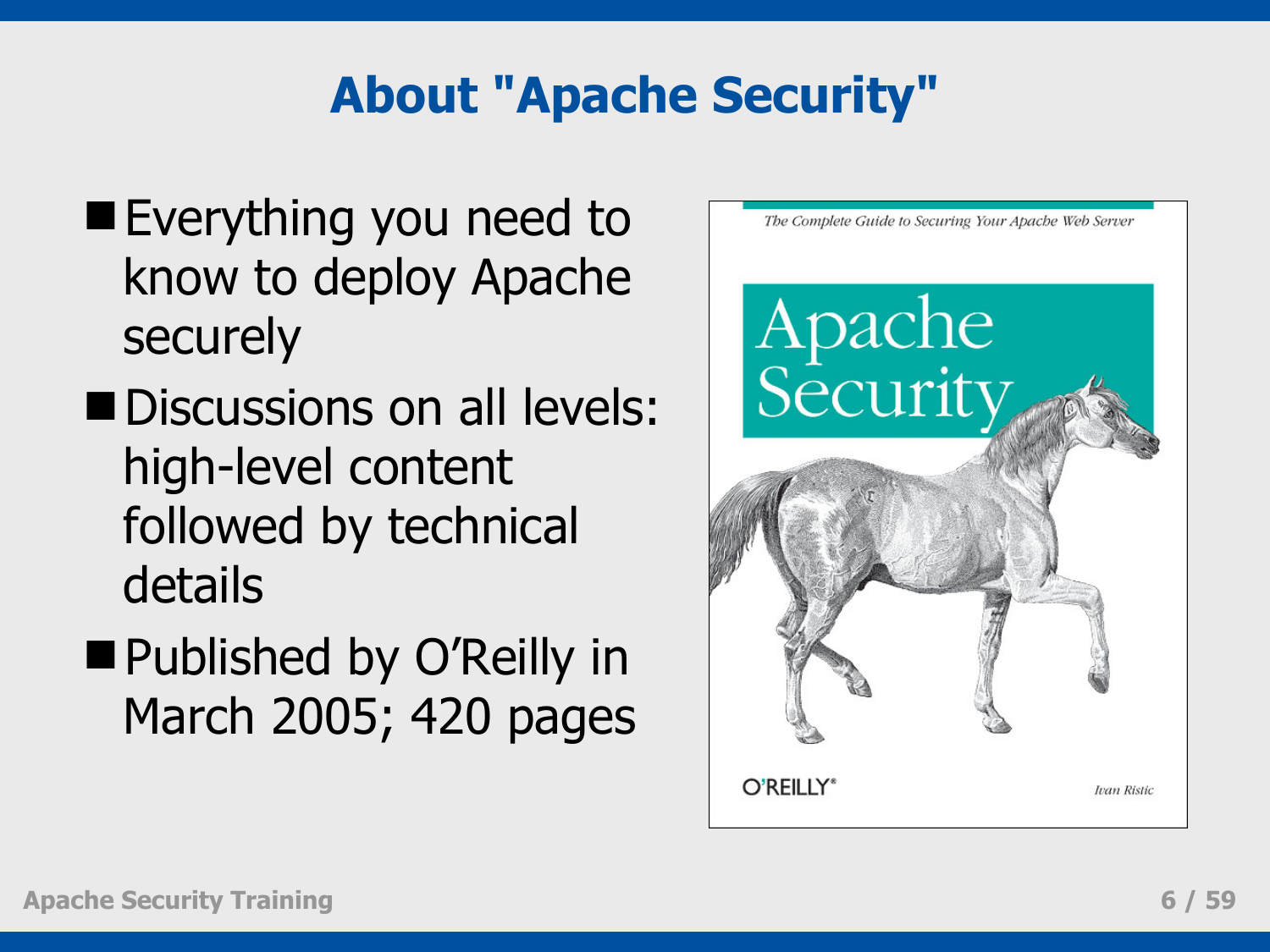# About "Apache Security"

- Everything you need to know to deploy Apache securely
- Discussions on all levels: high-level content followed by technical details
- Published by O'Reilly in March 2005; 420 pages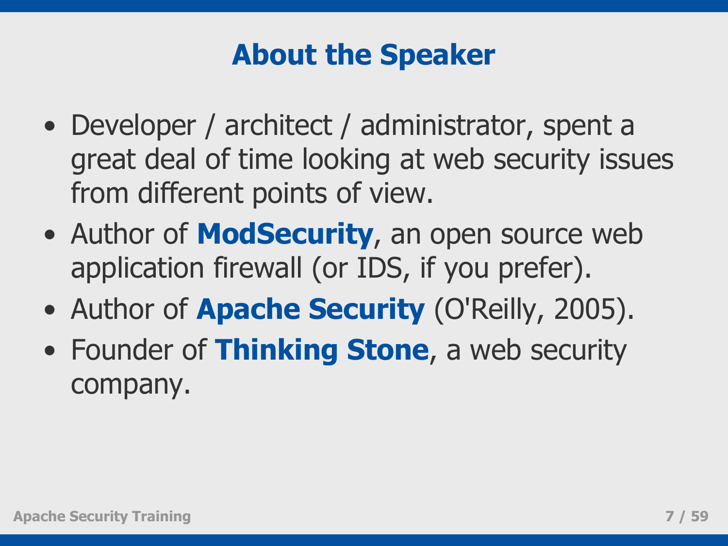# About the Speaker

- Developer / architect / administrator, spent a great deal of time looking at web security issues from different points of view.
- Author of **ModSecurity**, an open source web application firewall (or IDS, if you prefer).
- Author of **Apache Security** (O'Reilly, 2005).
- Founder of **Thinking Stone**, a web security company.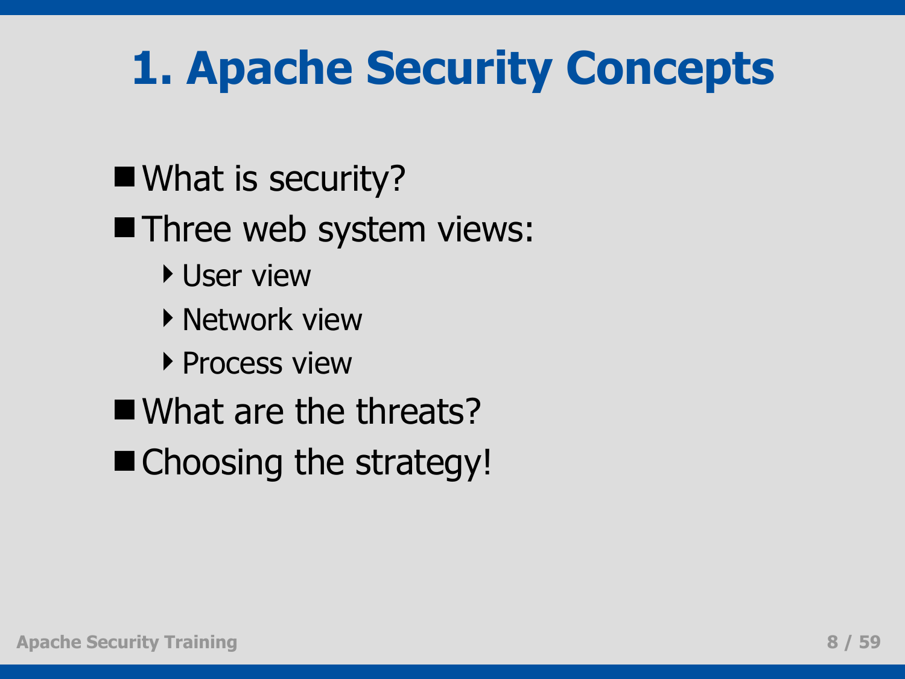# 1. Apache Security Concepts

- What is security?
- Three web system views:
  - User view
  - Network view
  - Process view
- What are the threats?
- Choosing the strategy!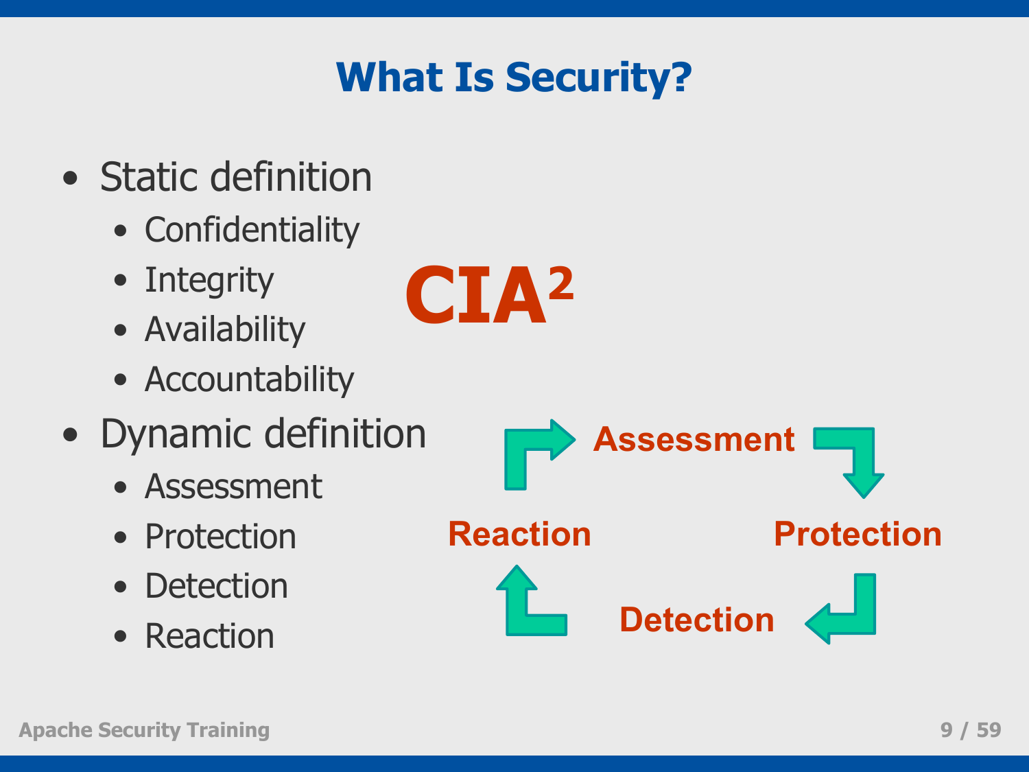# What Is Security?

- Static definition
  - Confidentiality
  - Integrity
  - Availability
  - Accountability
- Dynamic definition
  - Assessment
  - Protection
  - Detection
  - Reaction

**CIA²**

Assessment → Protection → Detection → Reaction → Assessment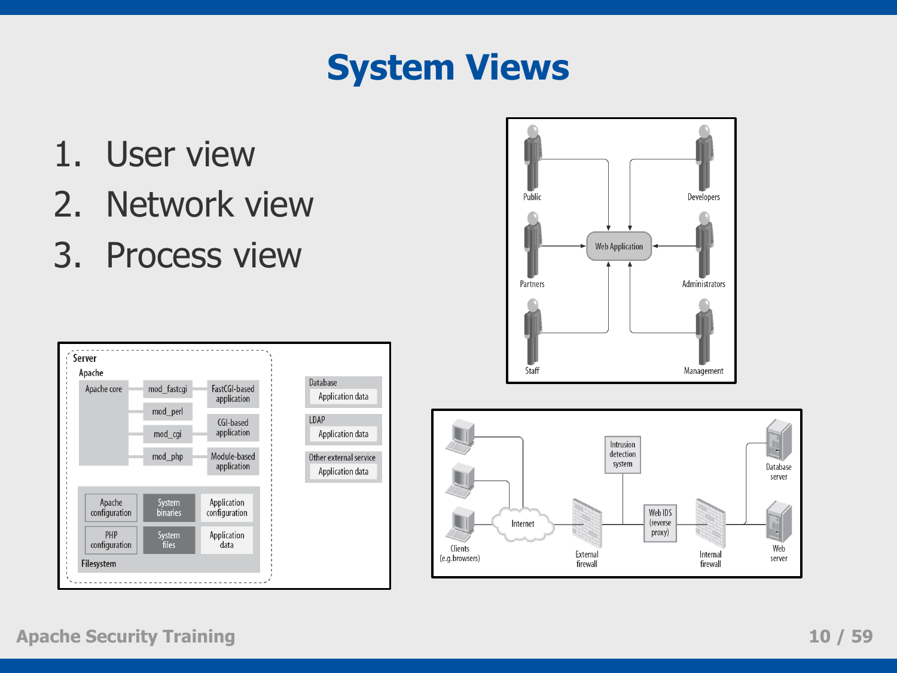# System Views

1. User view
2. Network view
3. Process view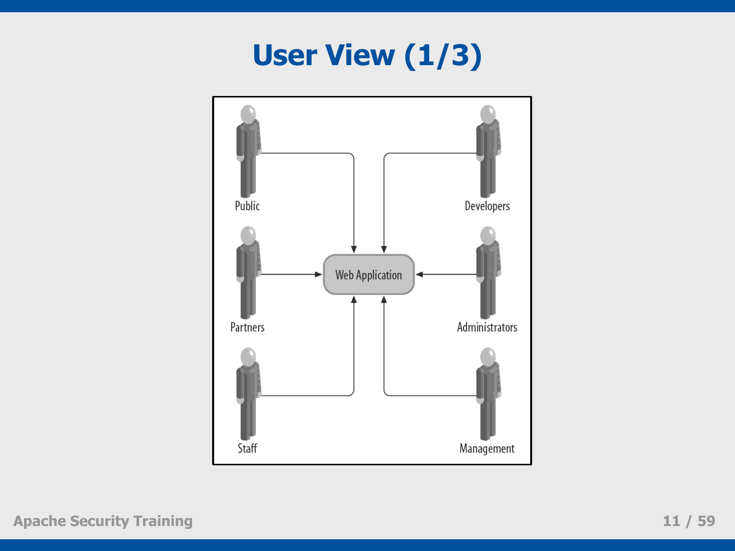# User View (1/3)

Public

Developers

Partners

Web Application

Administrators

Staff

Management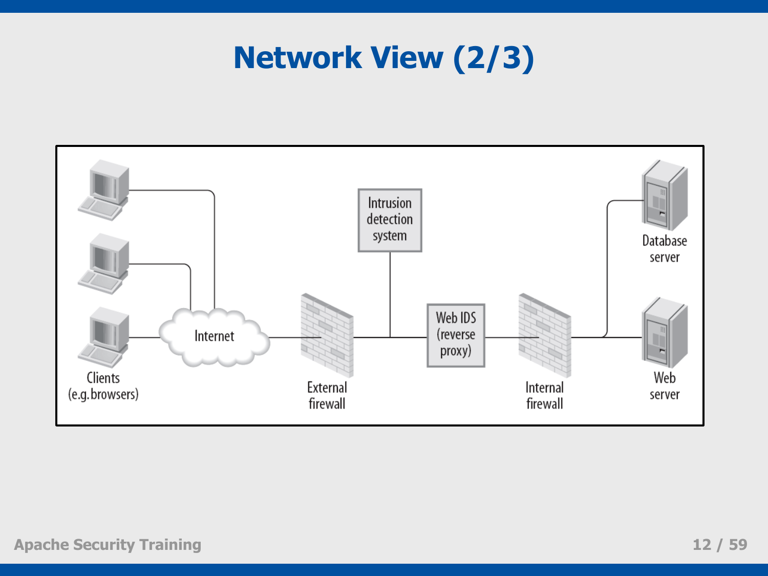# Network View (2/3)

Clients (e.g. browsers)

Internet

External firewall

Intrusion detection system

Web IDS (reverse proxy)

Internal firewall

Database server

Web server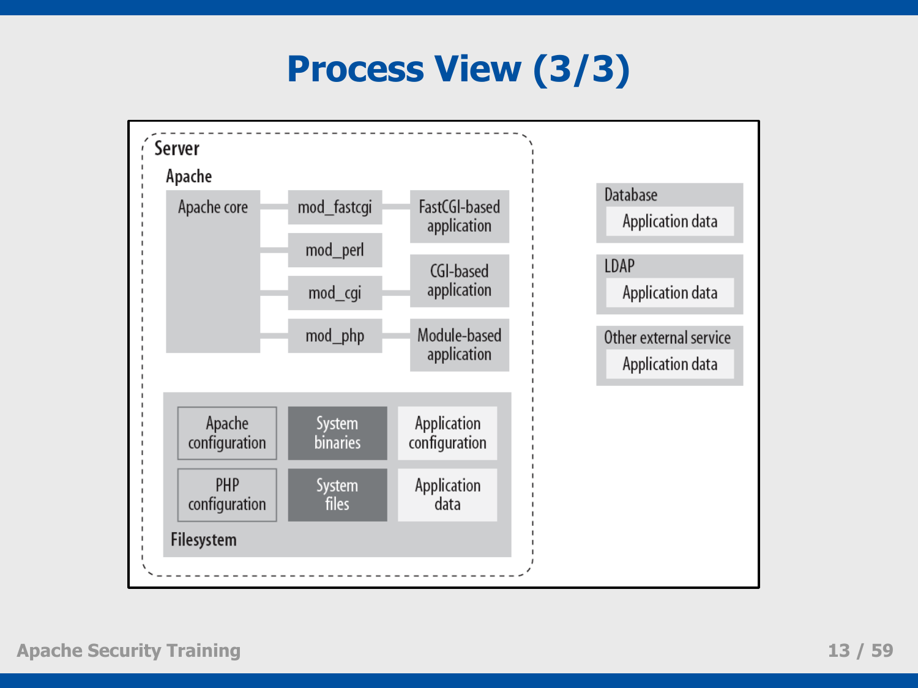# Process View (3/3)

Server

Apache

Apache core

mod_fastcgi

mod_perl

mod_cgi

mod_php

FastCGI-based application

CGI-based application

Module-based application

Apache configuration

System binaries

Application configuration

PHP configuration

System files

Application data

Filesystem

Database

Application data

LDAP

Application data

Other external service

Application data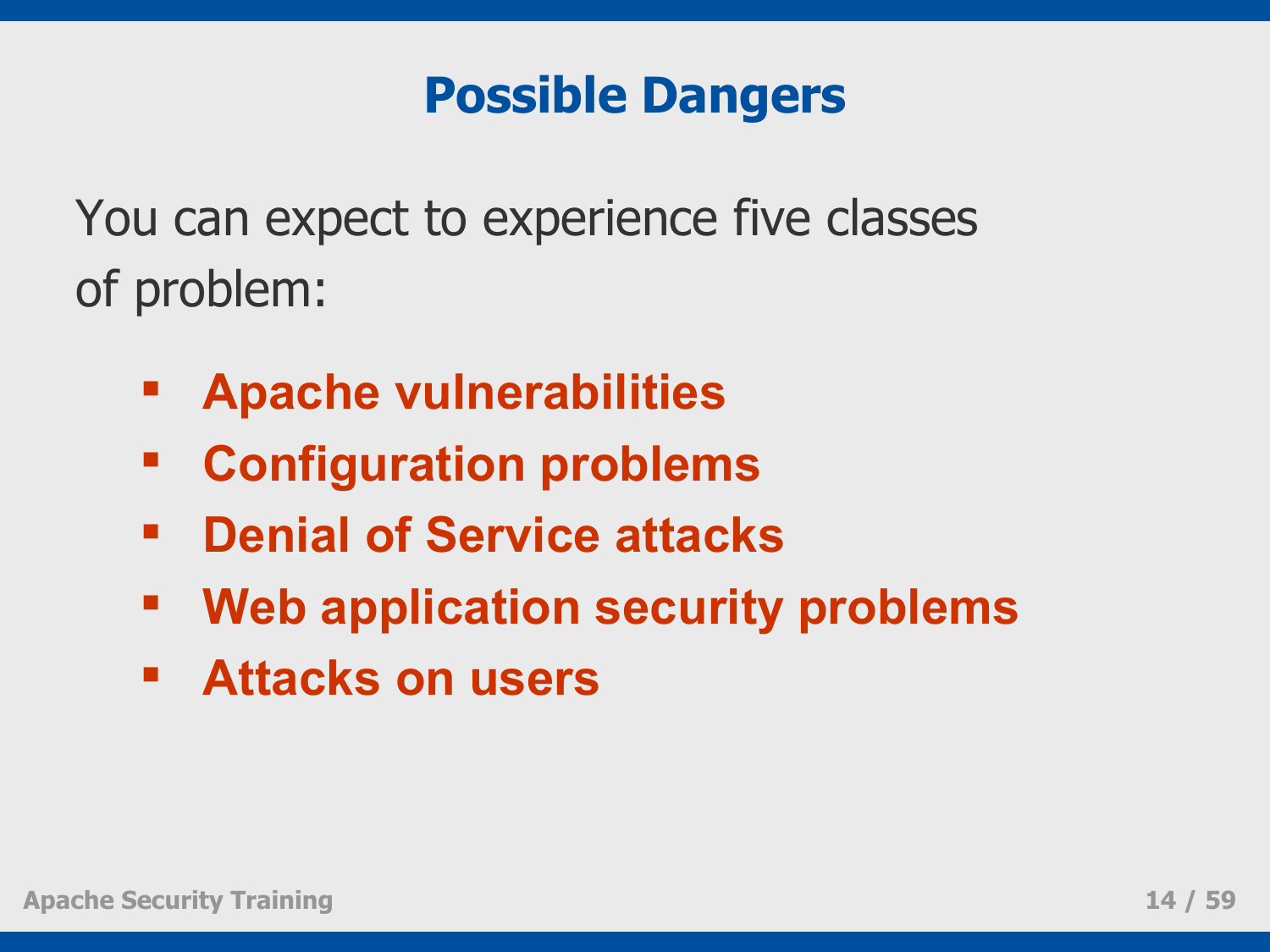# Possible Dangers

You can expect to experience five classes of problem:

- **Apache vulnerabilities**
- **Configuration problems**
- **Denial of Service attacks**
- **Web application security problems**
- **Attacks on users**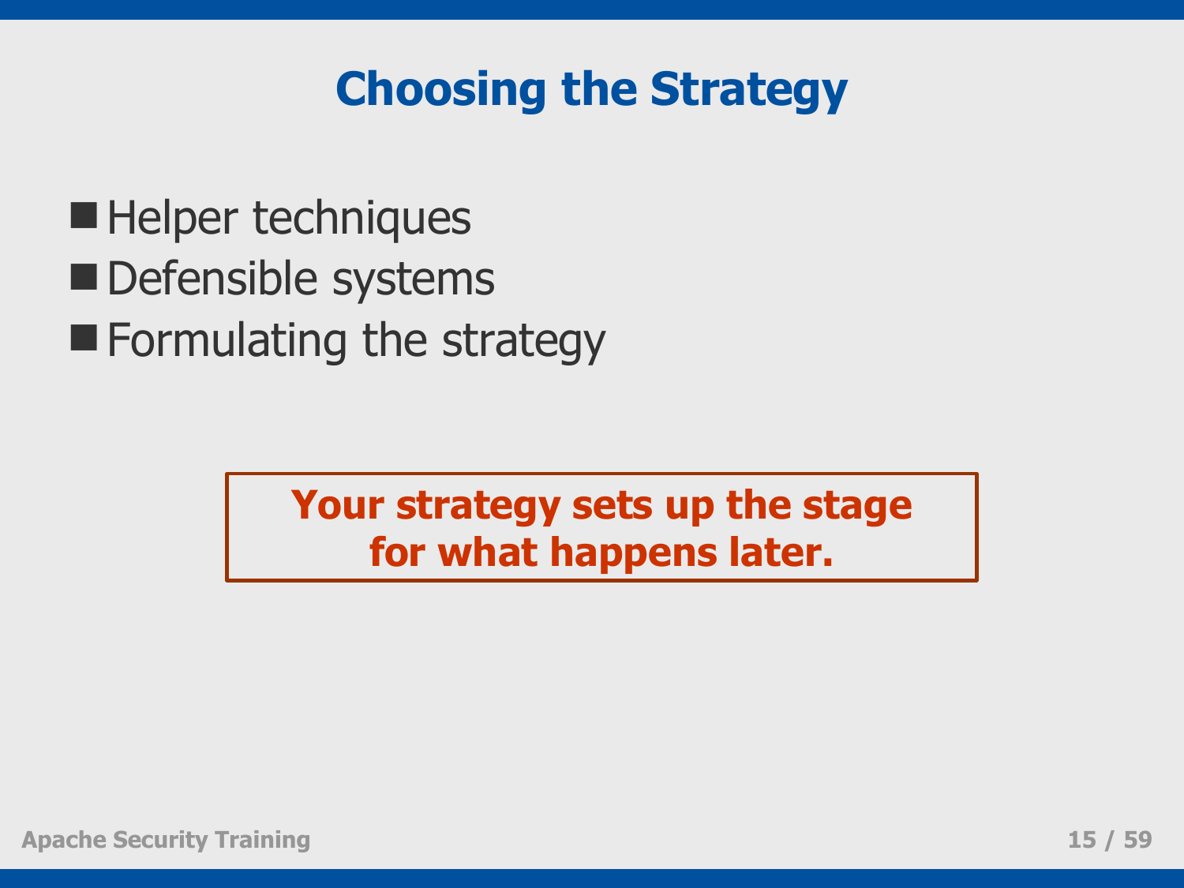# Choosing the Strategy

- Helper techniques
- Defensible systems
- Formulating the strategy

**Your strategy sets up the stage for what happens later.**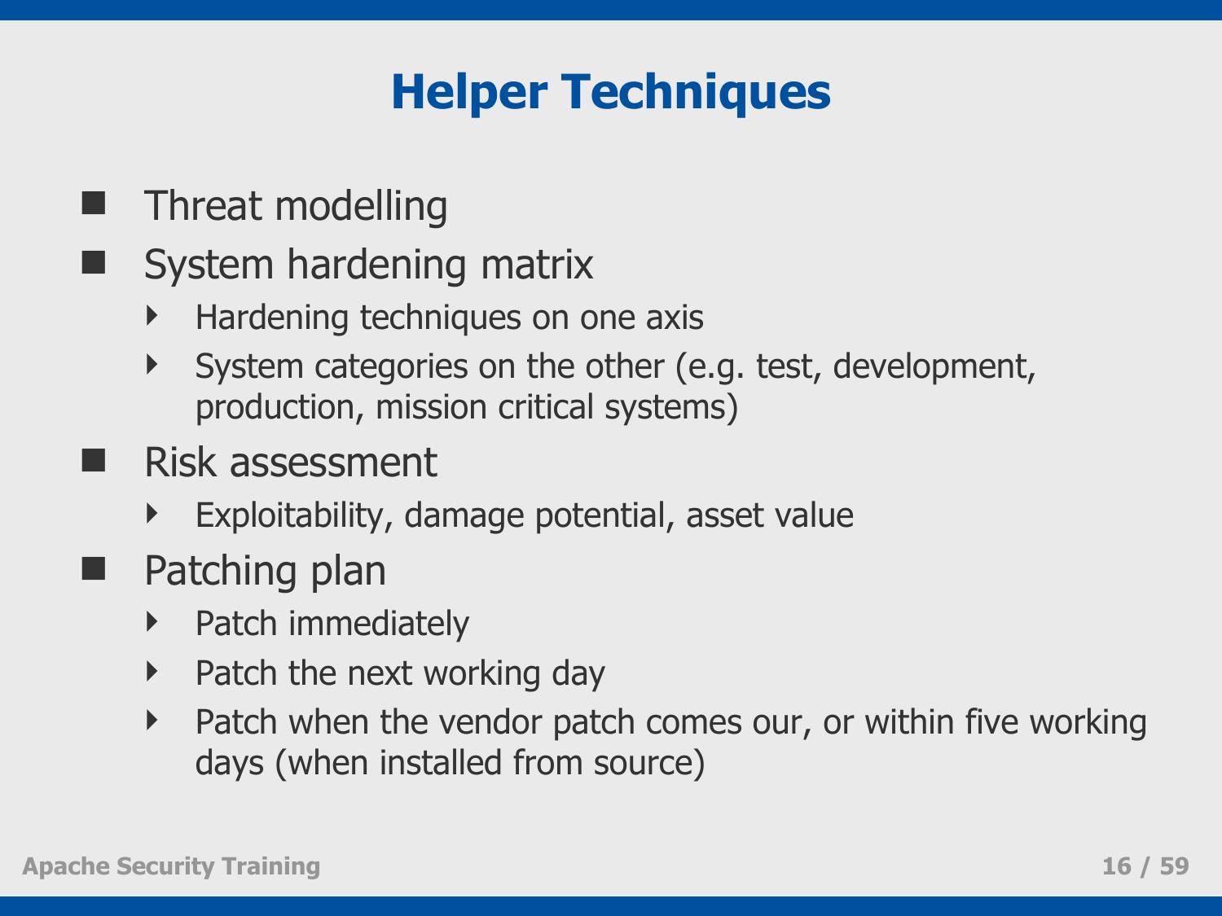# Helper Techniques

- Threat modelling
- System hardening matrix
  - Hardening techniques on one axis
  - System categories on the other (e.g. test, development, production, mission critical systems)
- Risk assessment
  - Exploitability, damage potential, asset value
- Patching plan
  - Patch immediately
  - Patch the next working day
  - Patch when the vendor patch comes our, or within five working days (when installed from source)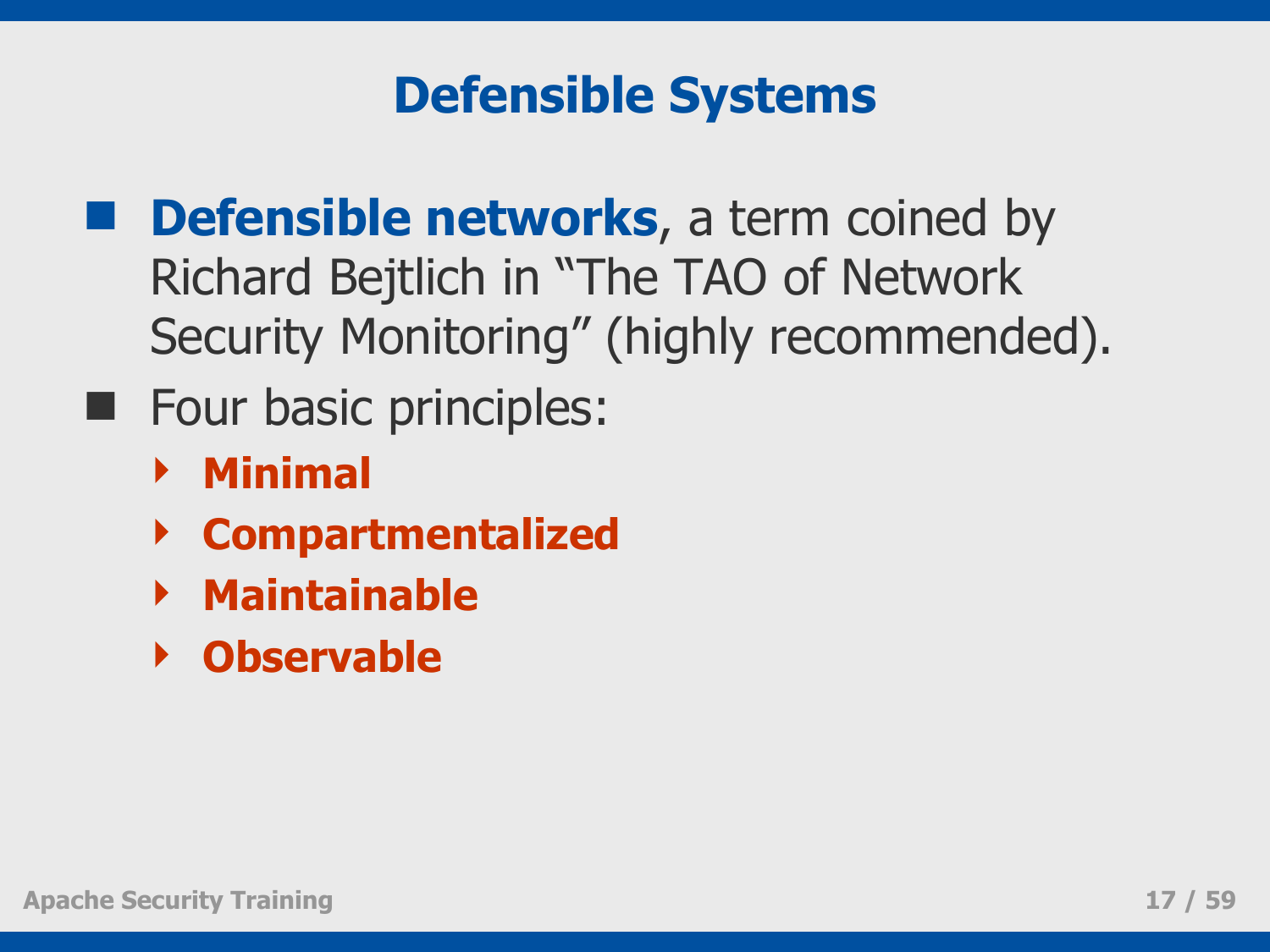# Defensible Systems

- **Defensible networks**, a term coined by Richard Bejtlich in "The TAO of Network Security Monitoring" (highly recommended).
- Four basic principles:
  - **Minimal**
  - **Compartmentalized**
  - **Maintainable**
  - **Observable**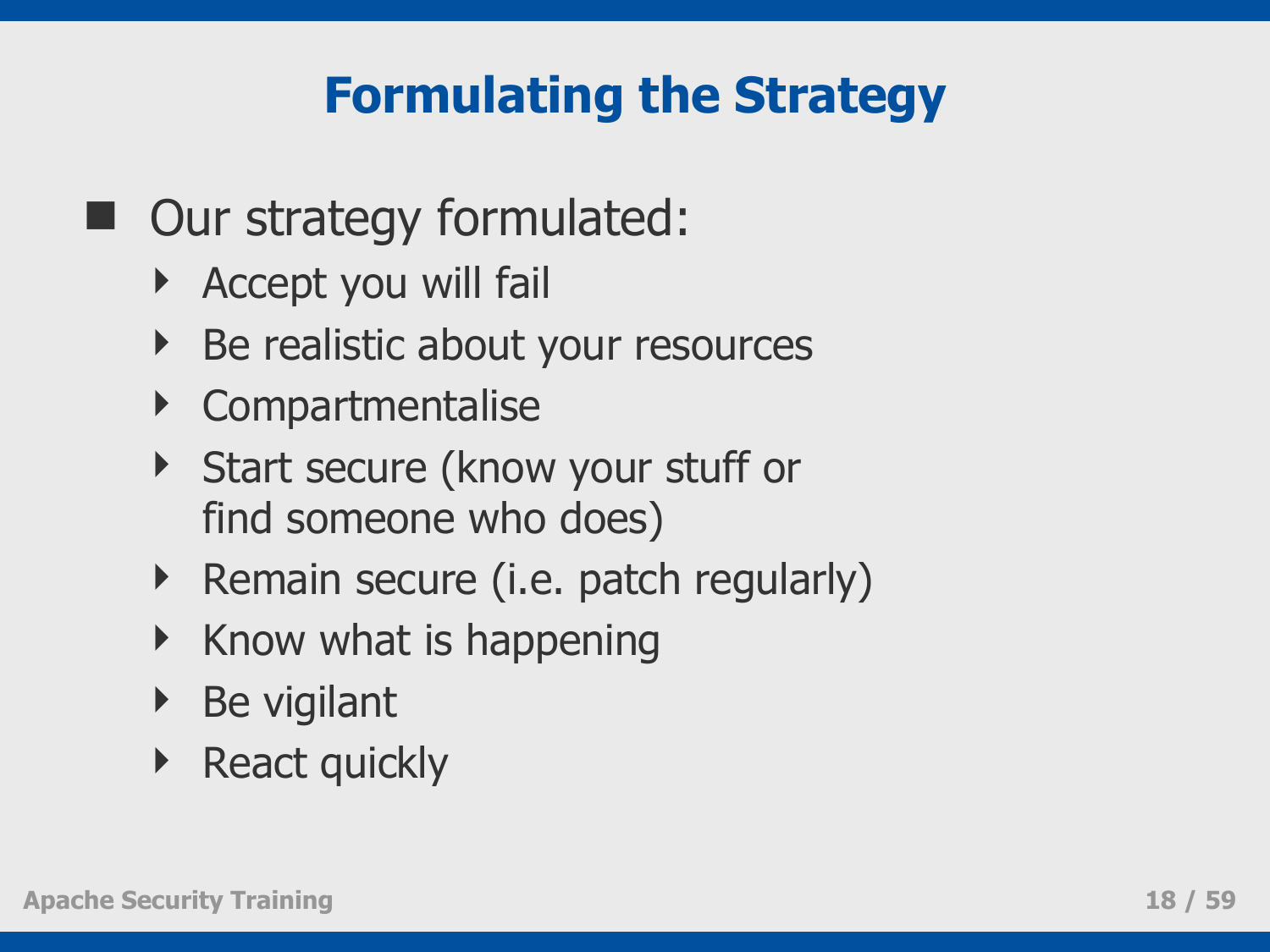# Formulating the Strategy

- Our strategy formulated:
  - Accept you will fail
  - Be realistic about your resources
  - Compartmentalise
  - Start secure (know your stuff or find someone who does)
  - Remain secure (i.e. patch regularly)
  - Know what is happening
  - Be vigilant
  - React quickly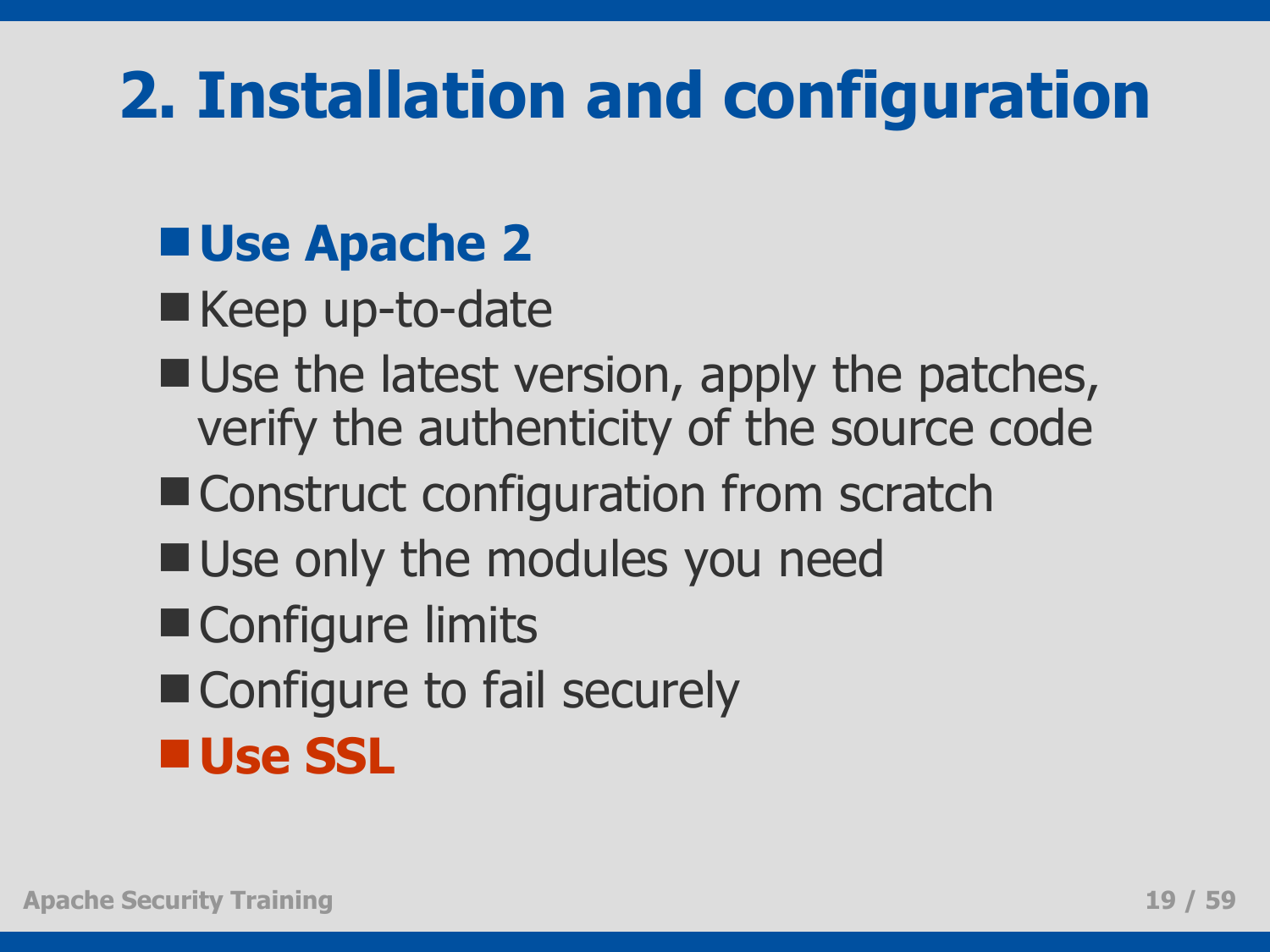# 2. Installation and configuration

- **Use Apache 2**
- Keep up-to-date
- Use the latest version, apply the patches, verify the authenticity of the source code
- Construct configuration from scratch
- Use only the modules you need
- Configure limits
- Configure to fail securely
- **Use SSL**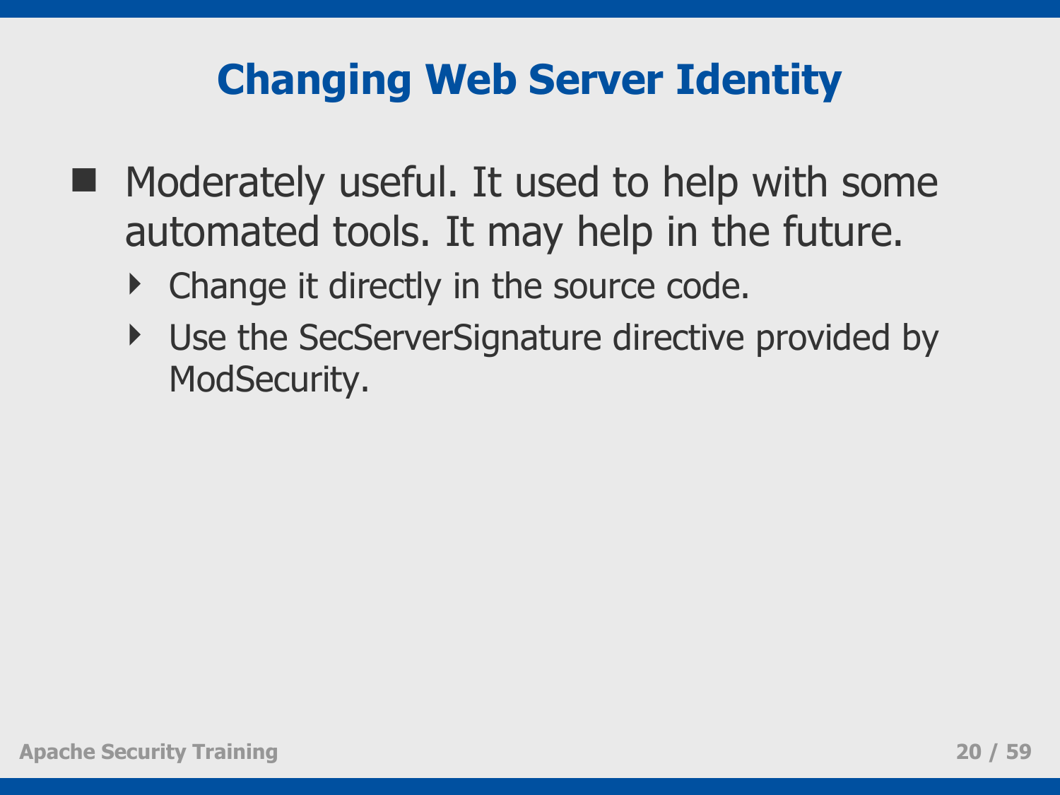# Changing Web Server Identity

- Moderately useful. It used to help with some automated tools. It may help in the future.
  - Change it directly in the source code.
  - Use the SecServerSignature directive provided by ModSecurity.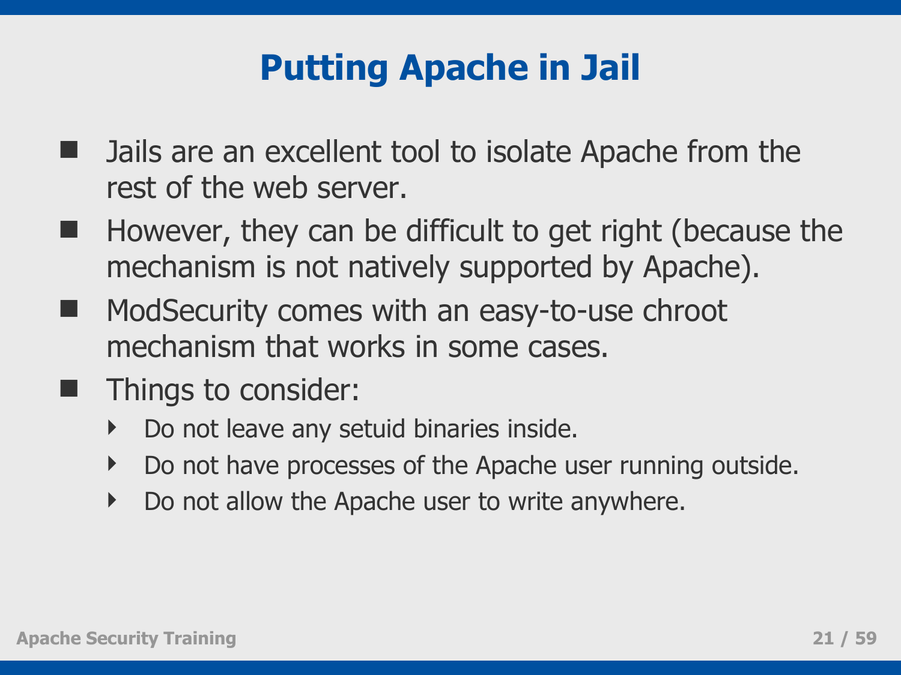# Putting Apache in Jail

- Jails are an excellent tool to isolate Apache from the rest of the web server.
- However, they can be difficult to get right (because the mechanism is not natively supported by Apache).
- ModSecurity comes with an easy-to-use chroot mechanism that works in some cases.
- Things to consider:
  - Do not leave any setuid binaries inside.
  - Do not have processes of the Apache user running outside.
  - Do not allow the Apache user to write anywhere.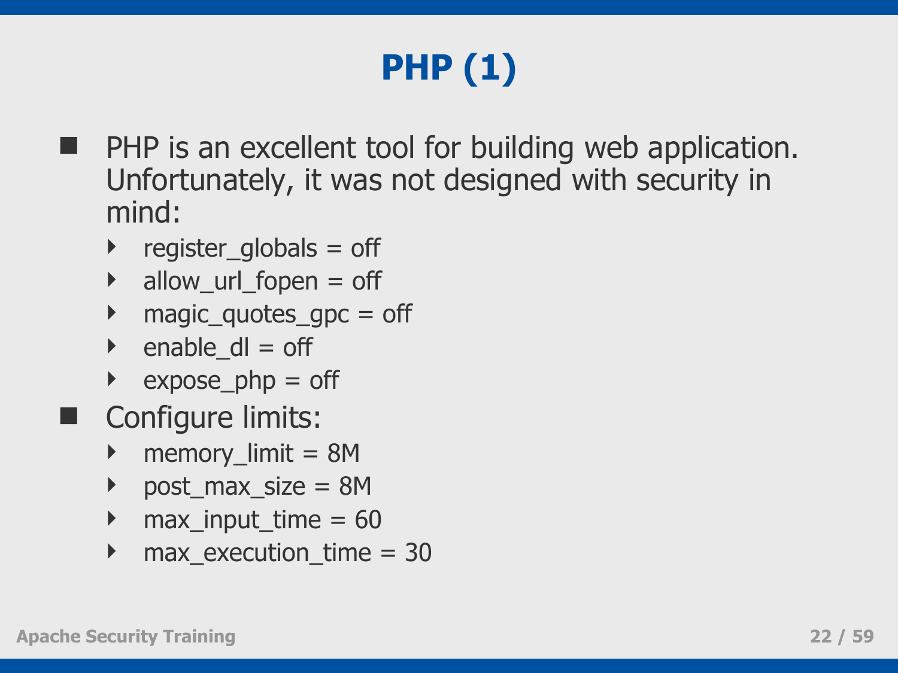# PHP (1)

- PHP is an excellent tool for building web application. Unfortunately, it was not designed with security in mind:
  - register_globals = off
  - allow_url_fopen = off
  - magic_quotes_gpc = off
  - enable_dl = off
  - expose_php = off
- Configure limits:
  - memory_limit = 8M
  - post_max_size = 8M
  - max_input_time = 60
  - max_execution_time = 30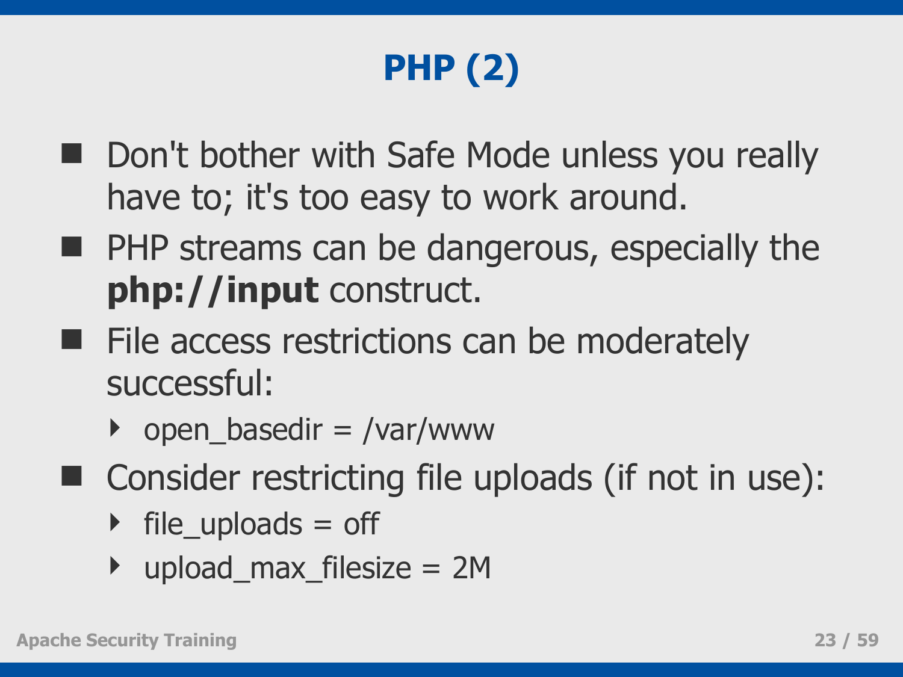# PHP (2)

- Don't bother with Safe Mode unless you really have to; it's too easy to work around.
- PHP streams can be dangerous, especially the **php://input** construct.
- File access restrictions can be moderately successful:
  - open_basedir = /var/www
- Consider restricting file uploads (if not in use):
  - file_uploads = off
  - upload_max_filesize = 2M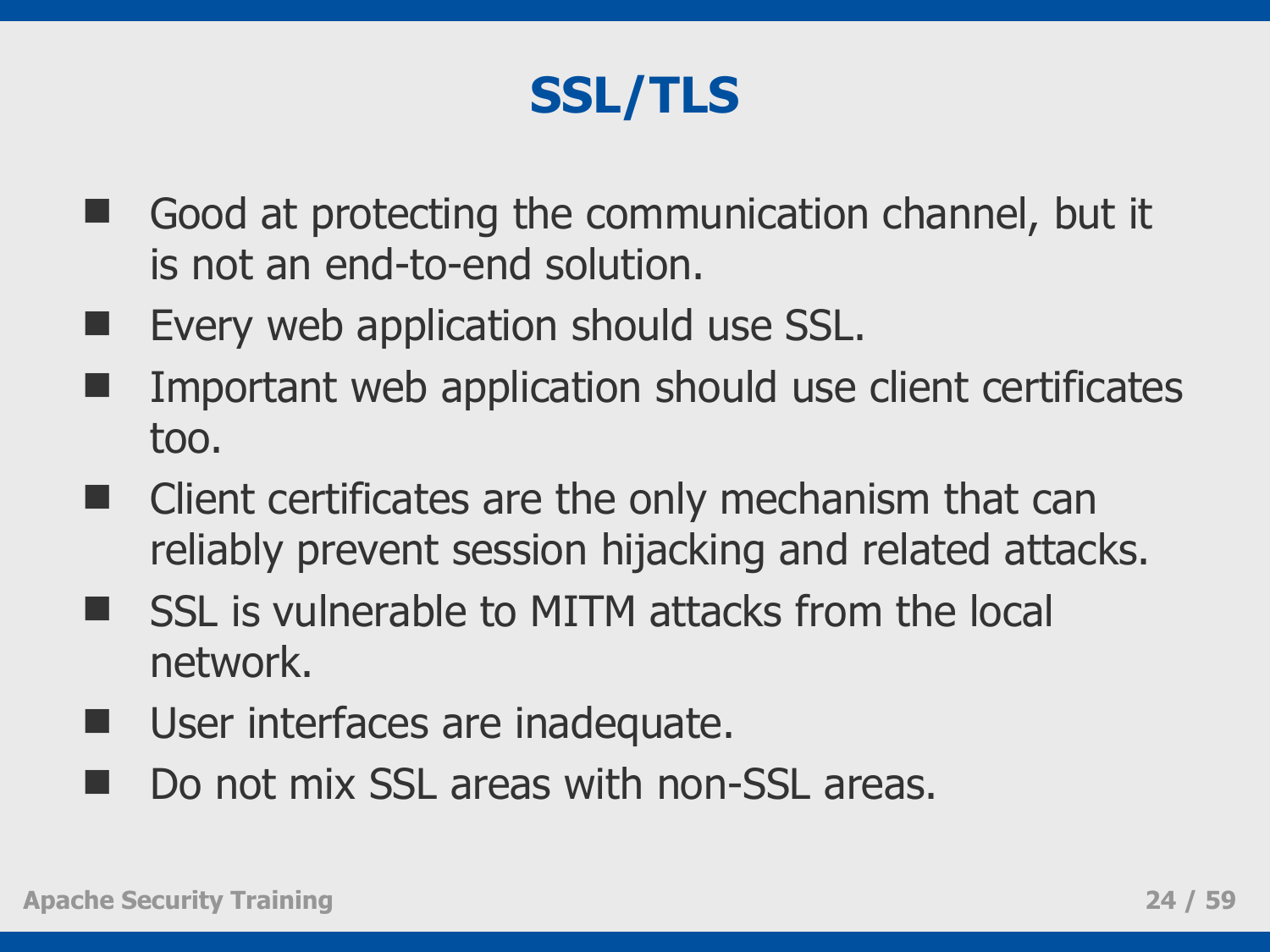# SSL/TLS

- Good at protecting the communication channel, but it is not an end-to-end solution.
- Every web application should use SSL.
- Important web application should use client certificates too.
- Client certificates are the only mechanism that can reliably prevent session hijacking and related attacks.
- SSL is vulnerable to MITM attacks from the local network.
- User interfaces are inadequate.
- Do not mix SSL areas with non-SSL areas.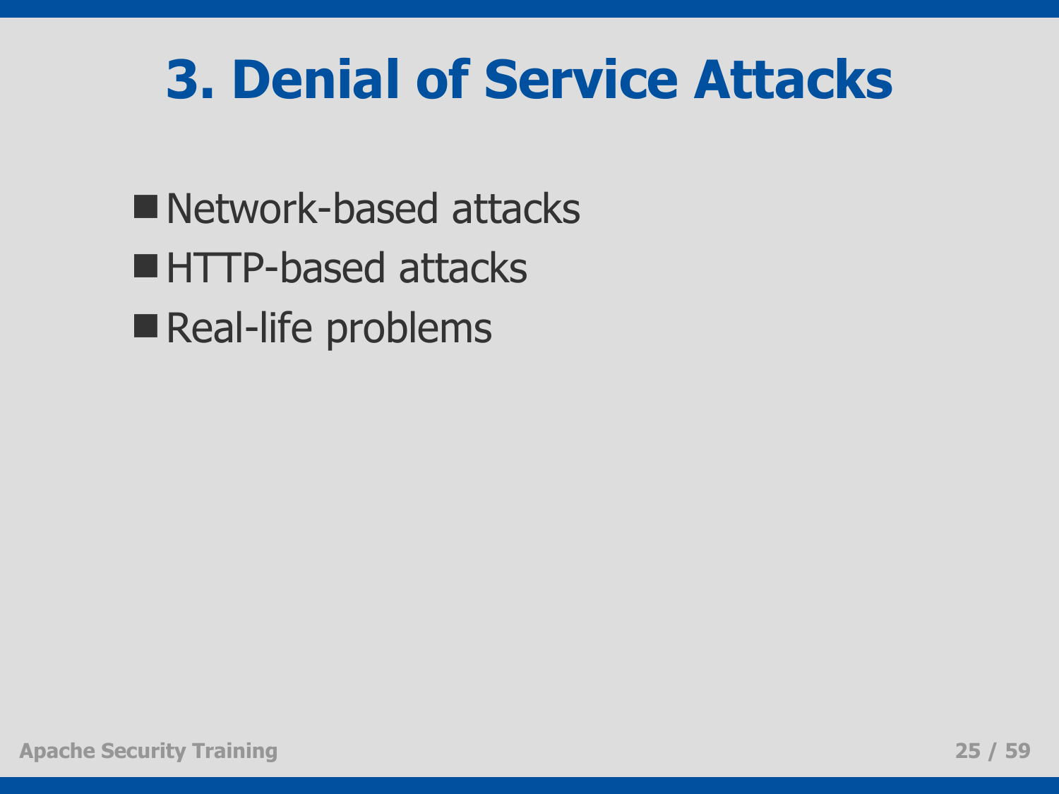# 3. Denial of Service Attacks

- Network-based attacks
- HTTP-based attacks
- Real-life problems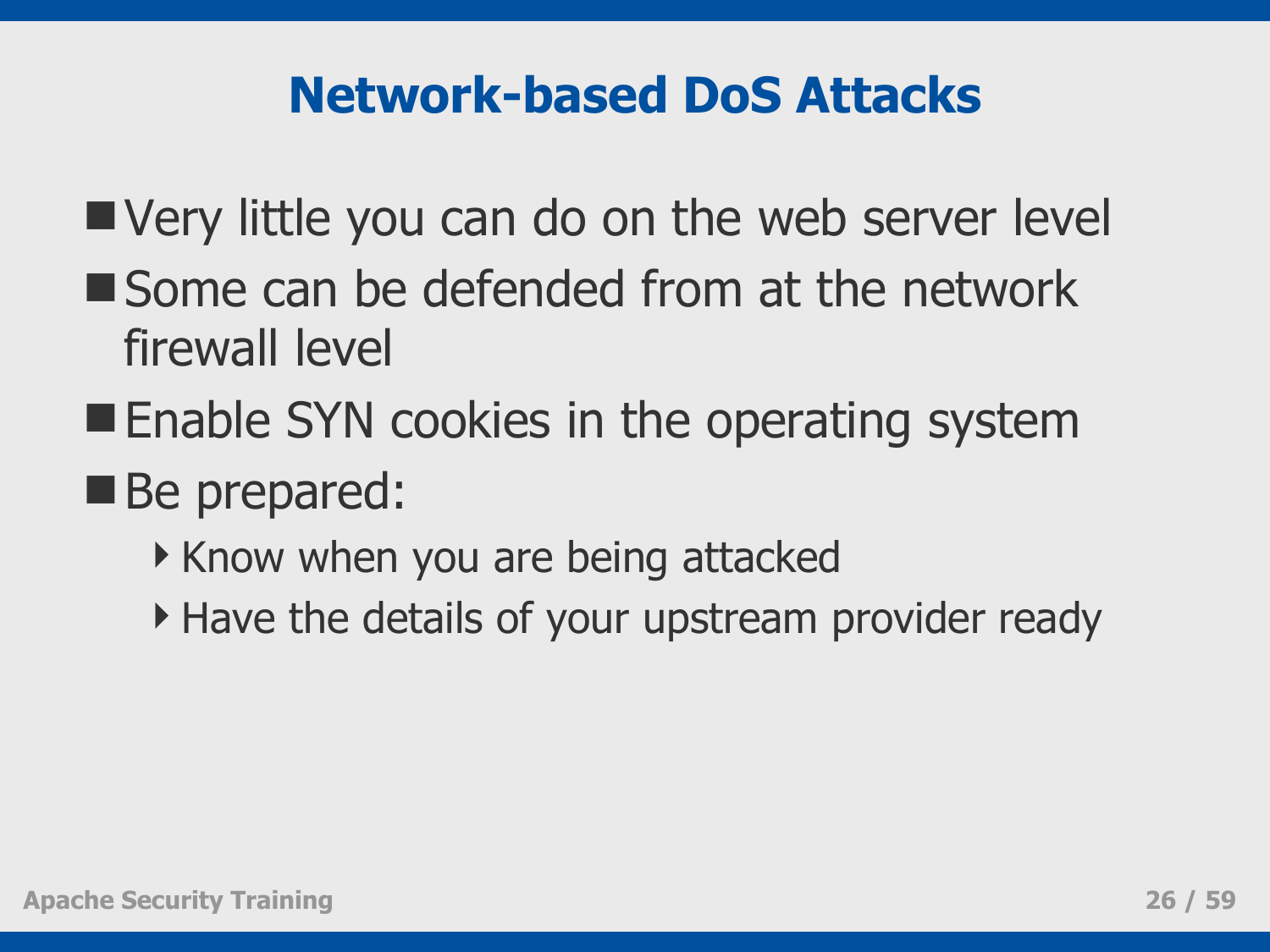# Network-based DoS Attacks

- Very little you can do on the web server level
- Some can be defended from at the network firewall level
- Enable SYN cookies in the operating system
- Be prepared:
  - Know when you are being attacked
  - Have the details of your upstream provider ready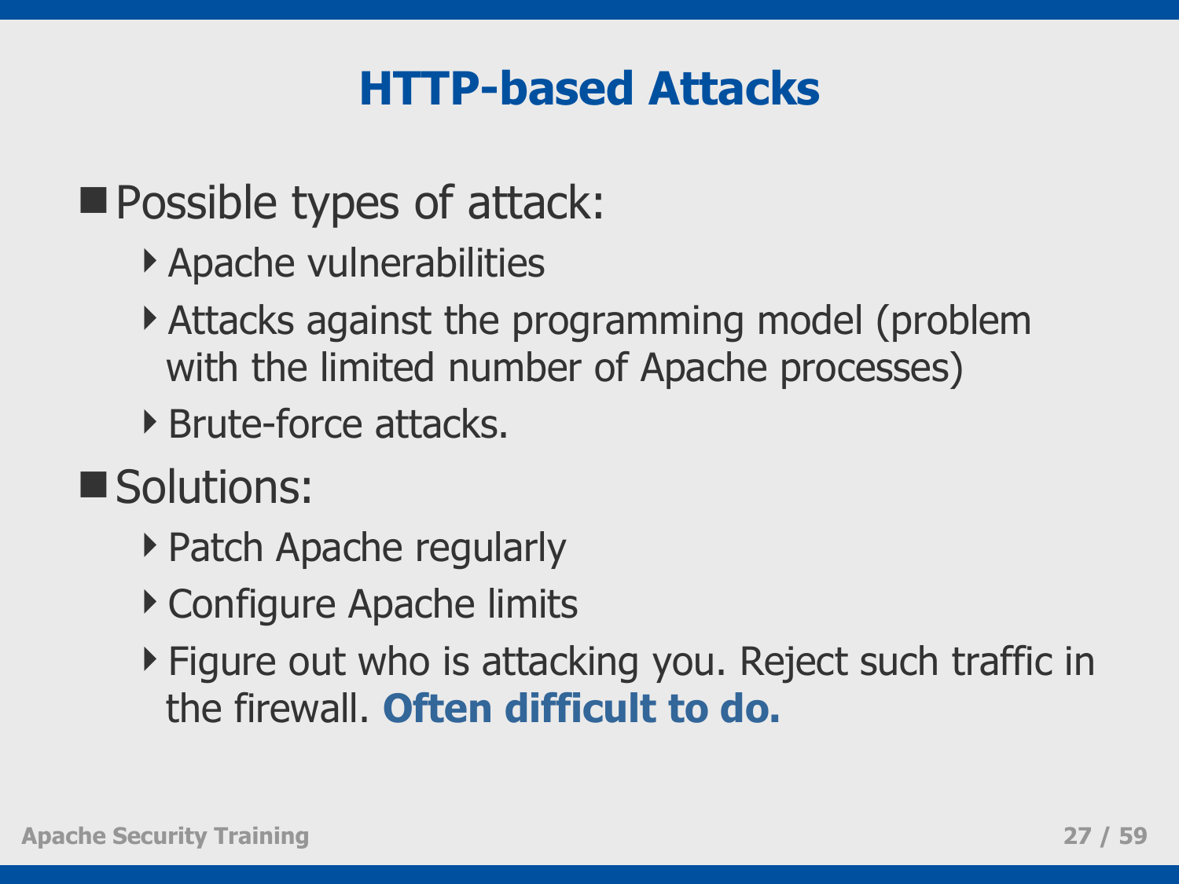# HTTP-based Attacks

- Possible types of attack:
  - Apache vulnerabilities
  - Attacks against the programming model (problem with the limited number of Apache processes)
  - Brute-force attacks.
- Solutions:
  - Patch Apache regularly
  - Configure Apache limits
  - Figure out who is attacking you. Reject such traffic in the firewall. **Often difficult to do.**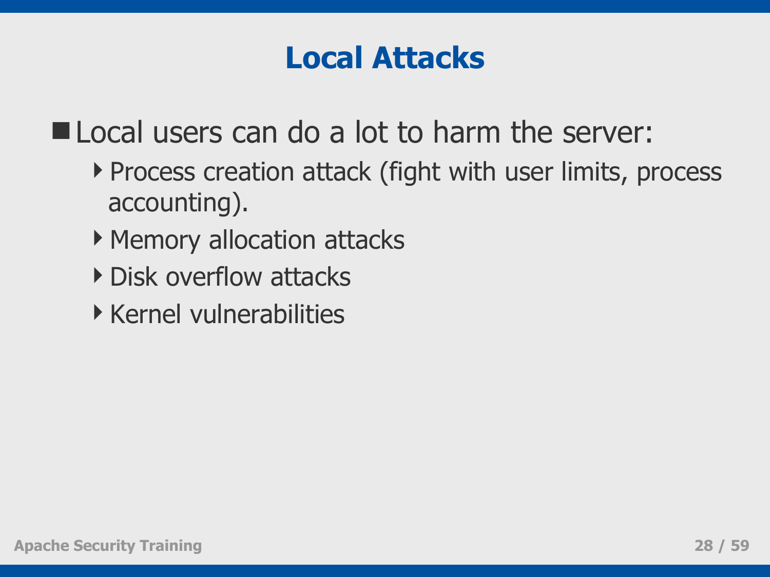# Local Attacks

- Local users can do a lot to harm the server:
  - Process creation attack (fight with user limits, process accounting).
  - Memory allocation attacks
  - Disk overflow attacks
  - Kernel vulnerabilities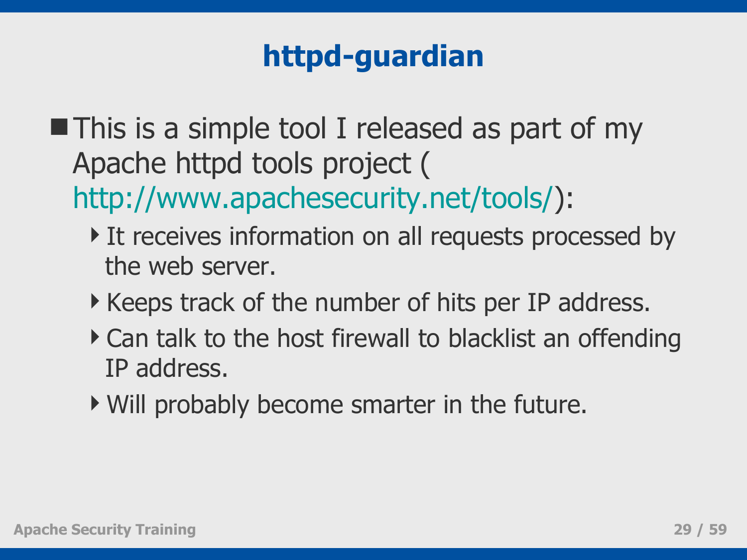# httpd-guardian

- This is a simple tool I released as part of my Apache httpd tools project ( http://www.apachesecurity.net/tools/):
  - It receives information on all requests processed by the web server.
  - Keeps track of the number of hits per IP address.
  - Can talk to the host firewall to blacklist an offending IP address.
  - Will probably become smarter in the future.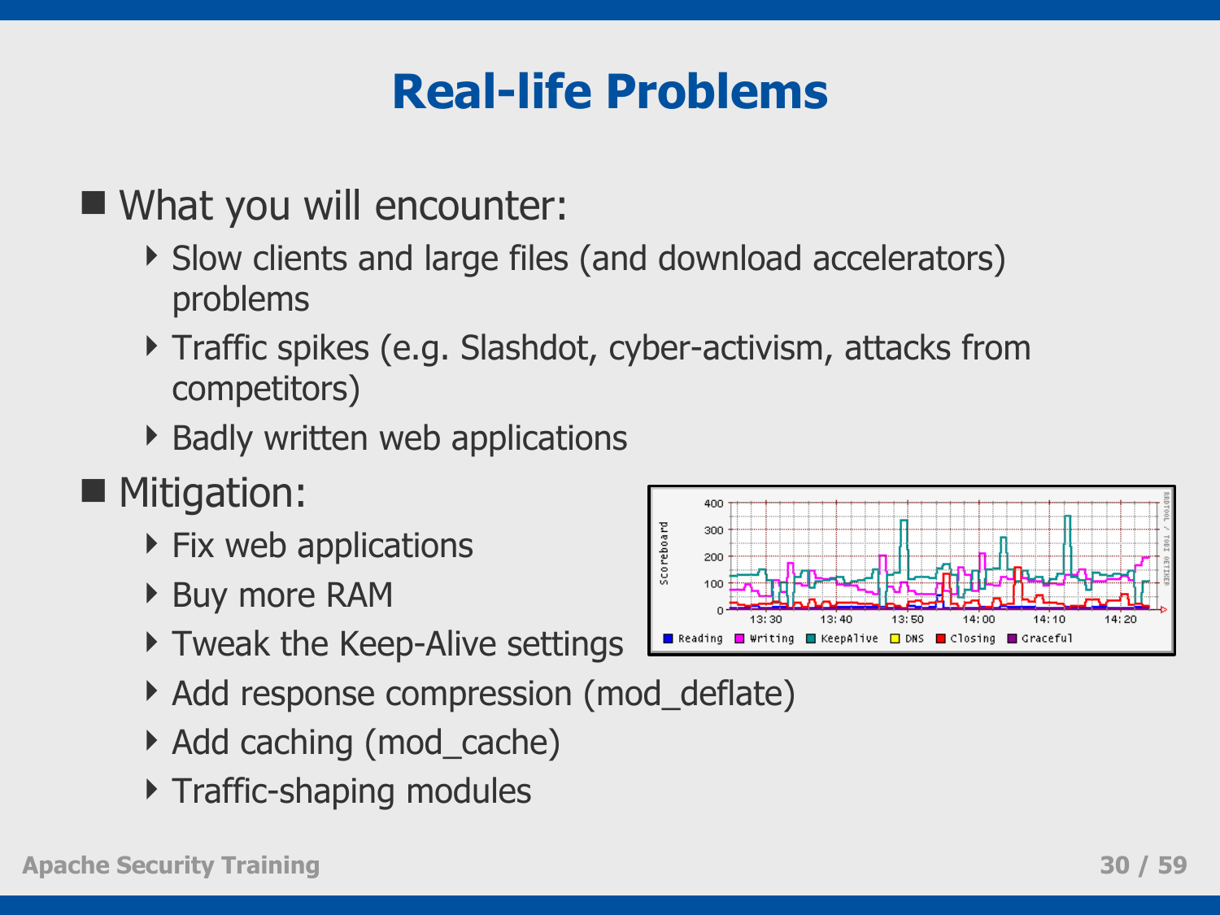# Real-life Problems

- What you will encounter:
  - Slow clients and large files (and download accelerators) problems
  - Traffic spikes (e.g. Slashdot, cyber-activism, attacks from competitors)
  - Badly written web applications
- Mitigation:
  - Fix web applications
  - Buy more RAM
  - Tweak the Keep-Alive settings
  - Add response compression (mod_deflate)
  - Add caching (mod_cache)
  - Traffic-shaping modules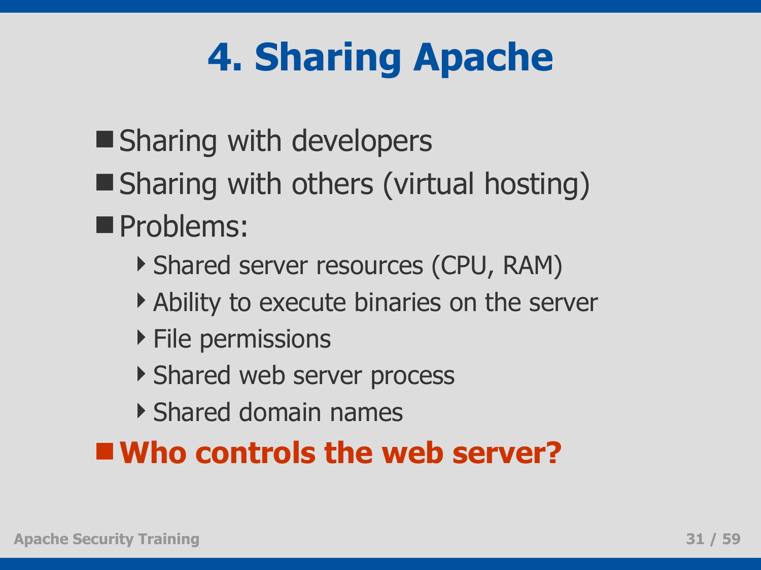# 4. Sharing Apache

- Sharing with developers
- Sharing with others (virtual hosting)
- Problems:
  - Shared server resources (CPU, RAM)
  - Ability to execute binaries on the server
  - File permissions
  - Shared web server process
  - Shared domain names
- **Who controls the web server?**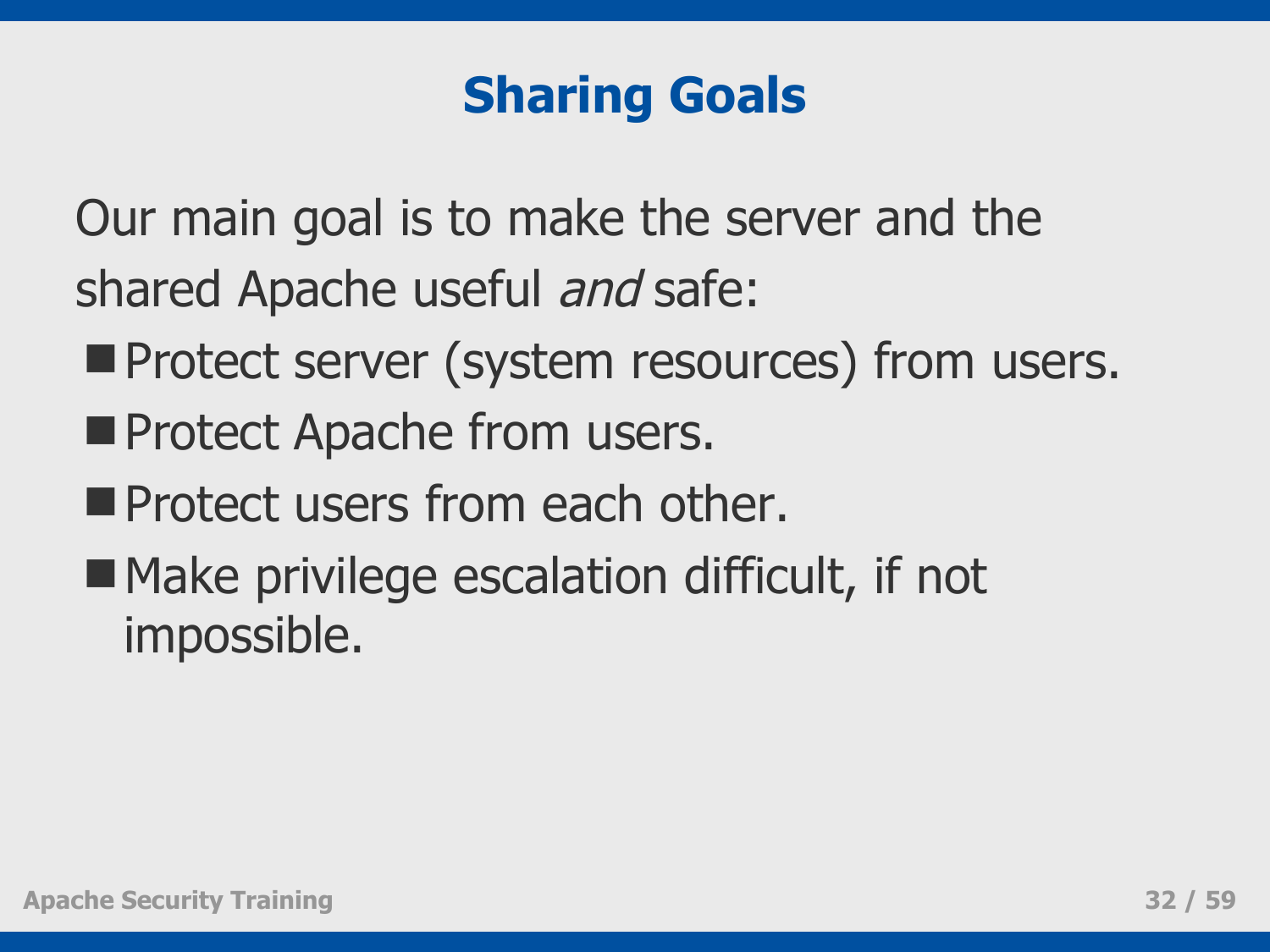# Sharing Goals

Our main goal is to make the server and the shared Apache useful *and* safe:

- Protect server (system resources) from users.
- Protect Apache from users.
- Protect users from each other.
- Make privilege escalation difficult, if not impossible.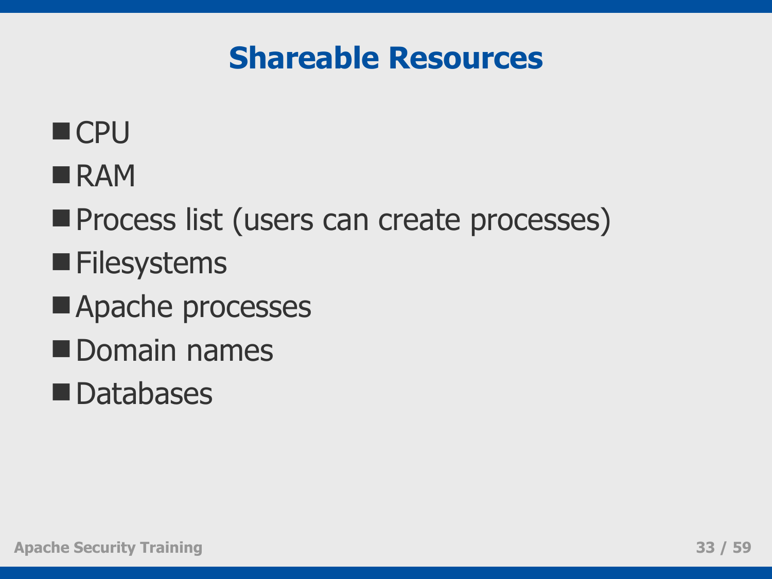# Shareable Resources

- CPU
- RAM
- Process list (users can create processes)
- Filesystems
- Apache processes
- Domain names
- Databases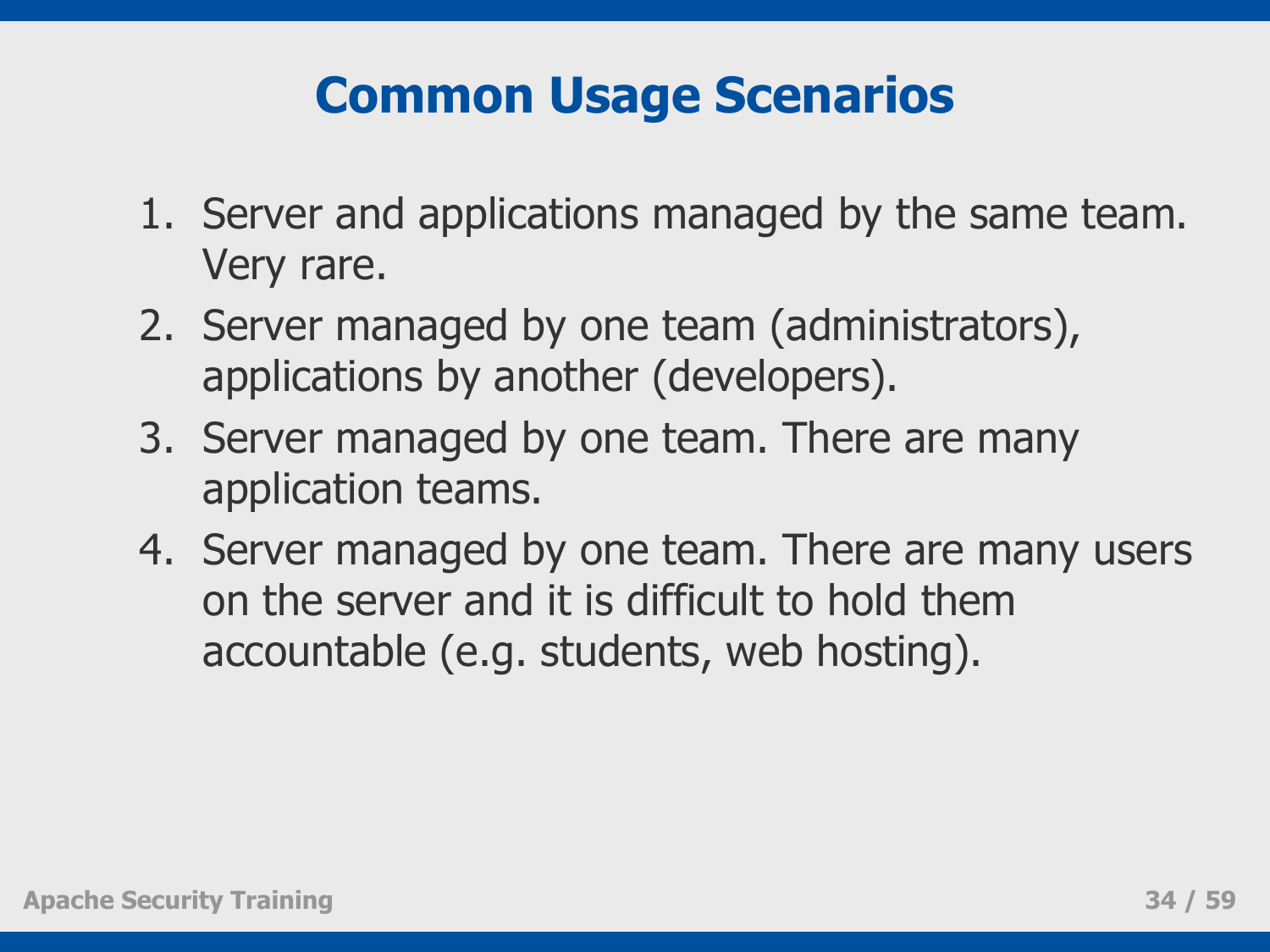# Common Usage Scenarios

1. Server and applications managed by the same team. Very rare.
2. Server managed by one team (administrators), applications by another (developers).
3. Server managed by one team. There are many application teams.
4. Server managed by one team. There are many users on the server and it is difficult to hold them accountable (e.g. students, web hosting).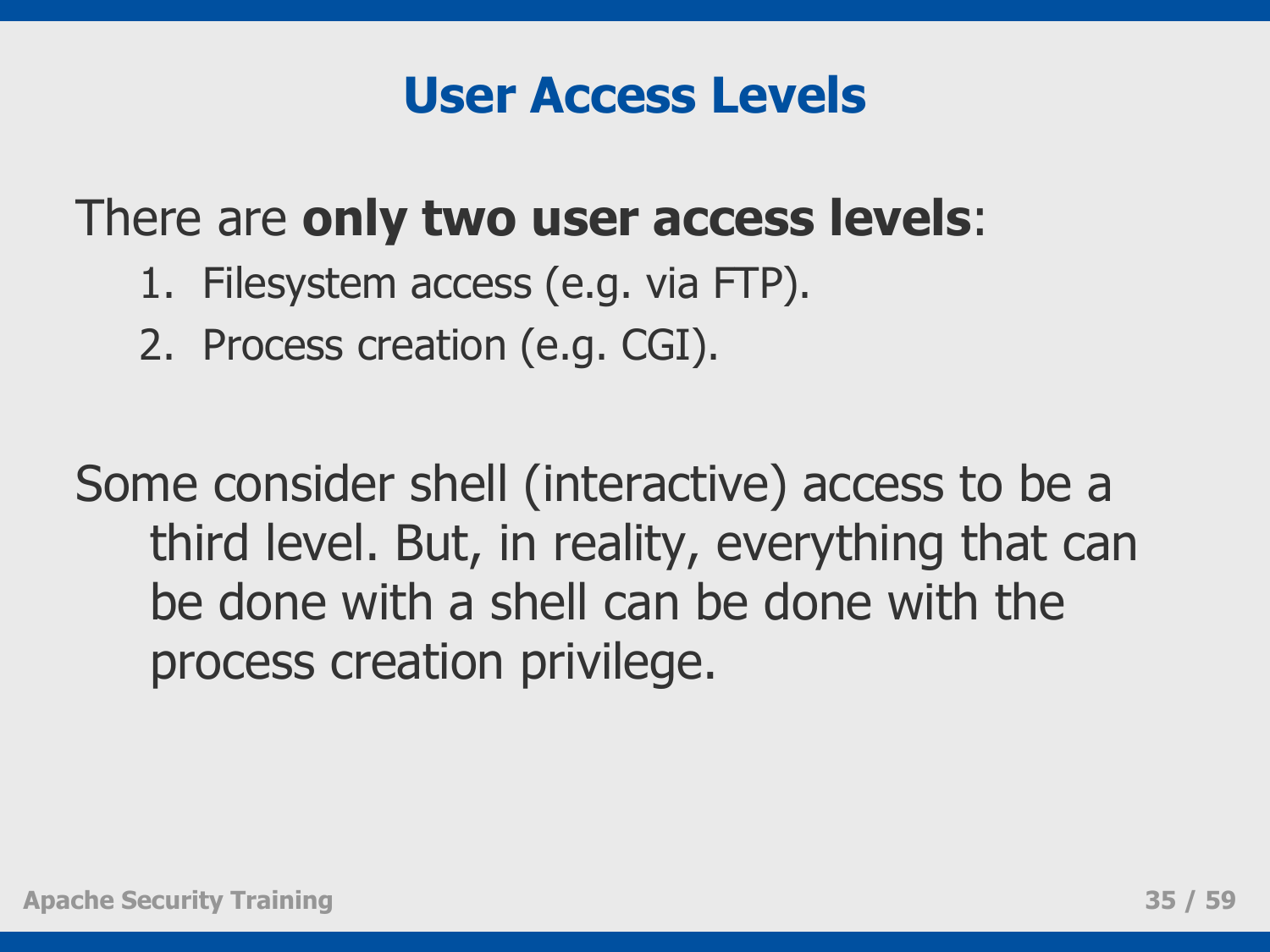# User Access Levels

There are **only two user access levels**:

1. Filesystem access (e.g. via FTP).
2. Process creation (e.g. CGI).

Some consider shell (interactive) access to be a third level. But, in reality, everything that can be done with a shell can be done with the process creation privilege.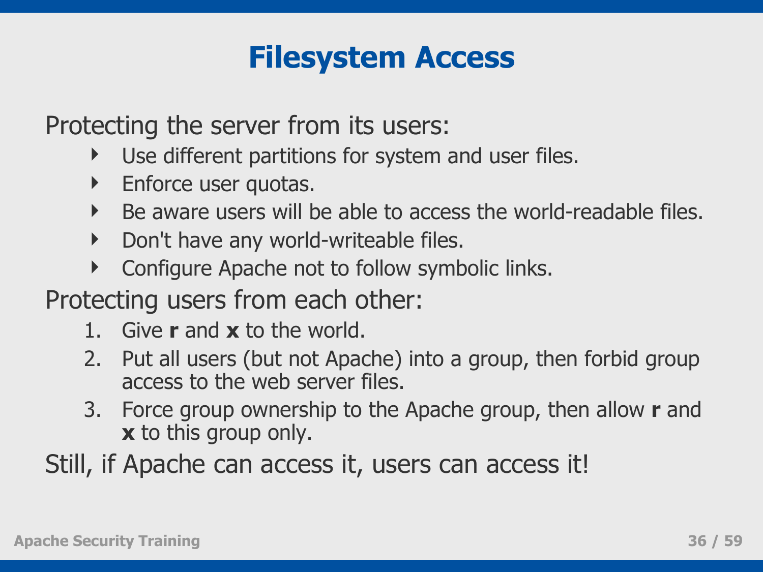# Filesystem Access

Protecting the server from its users:

- Use different partitions for system and user files.
- Enforce user quotas.
- Be aware users will be able to access the world-readable files.
- Don't have any world-writeable files.
- Configure Apache not to follow symbolic links.

Protecting users from each other:

1. Give **r** and **x** to the world.
2. Put all users (but not Apache) into a group, then forbid group access to the web server files.
3. Force group ownership to the Apache group, then allow **r** and **x** to this group only.

Still, if Apache can access it, users can access it!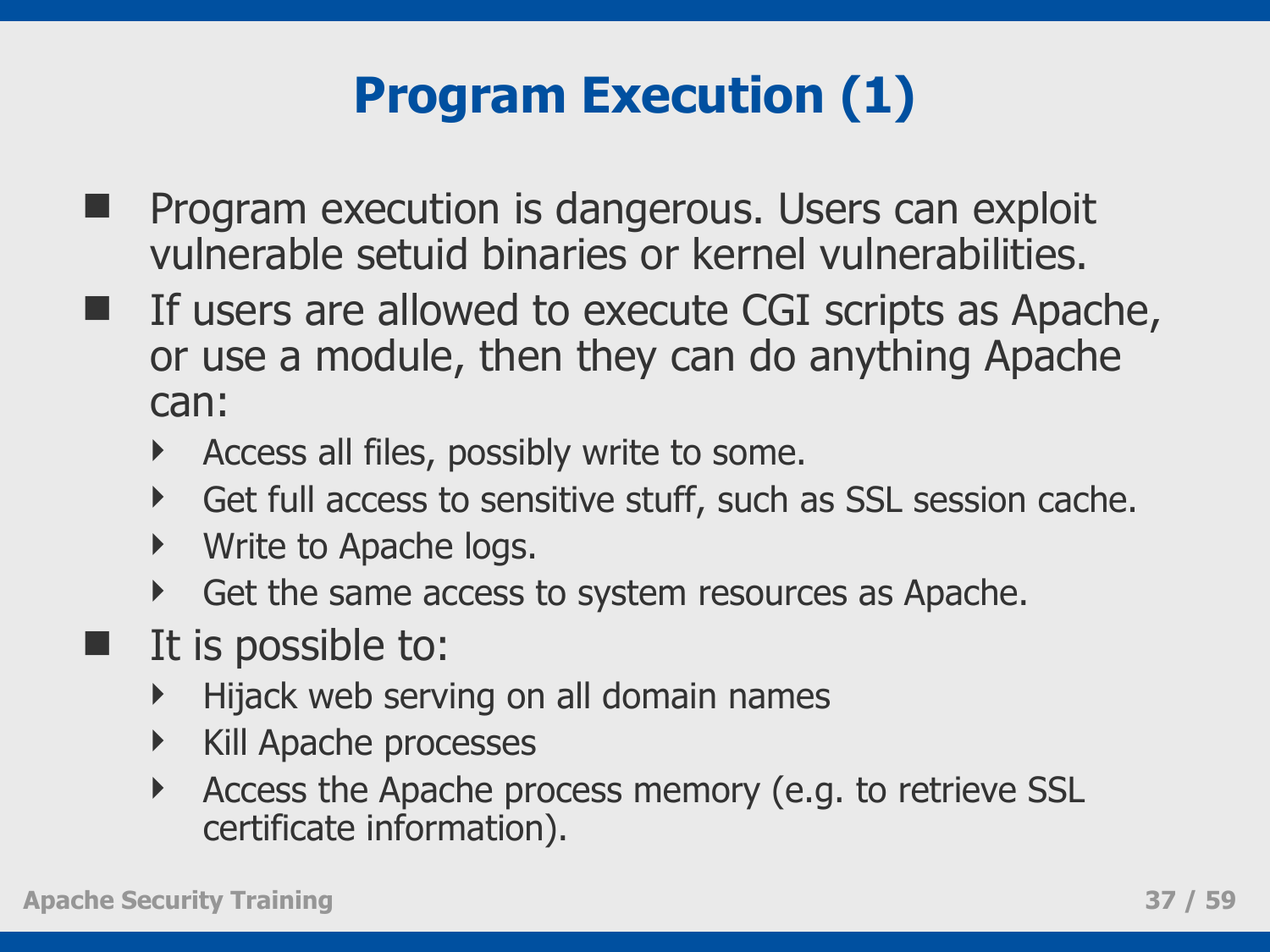# Program Execution (1)

- Program execution is dangerous. Users can exploit vulnerable setuid binaries or kernel vulnerabilities.
- If users are allowed to execute CGI scripts as Apache, or use a module, then they can do anything Apache can:
  - Access all files, possibly write to some.
  - Get full access to sensitive stuff, such as SSL session cache.
  - Write to Apache logs.
  - Get the same access to system resources as Apache.
- It is possible to:
  - Hijack web serving on all domain names
  - Kill Apache processes
  - Access the Apache process memory (e.g. to retrieve SSL certificate information).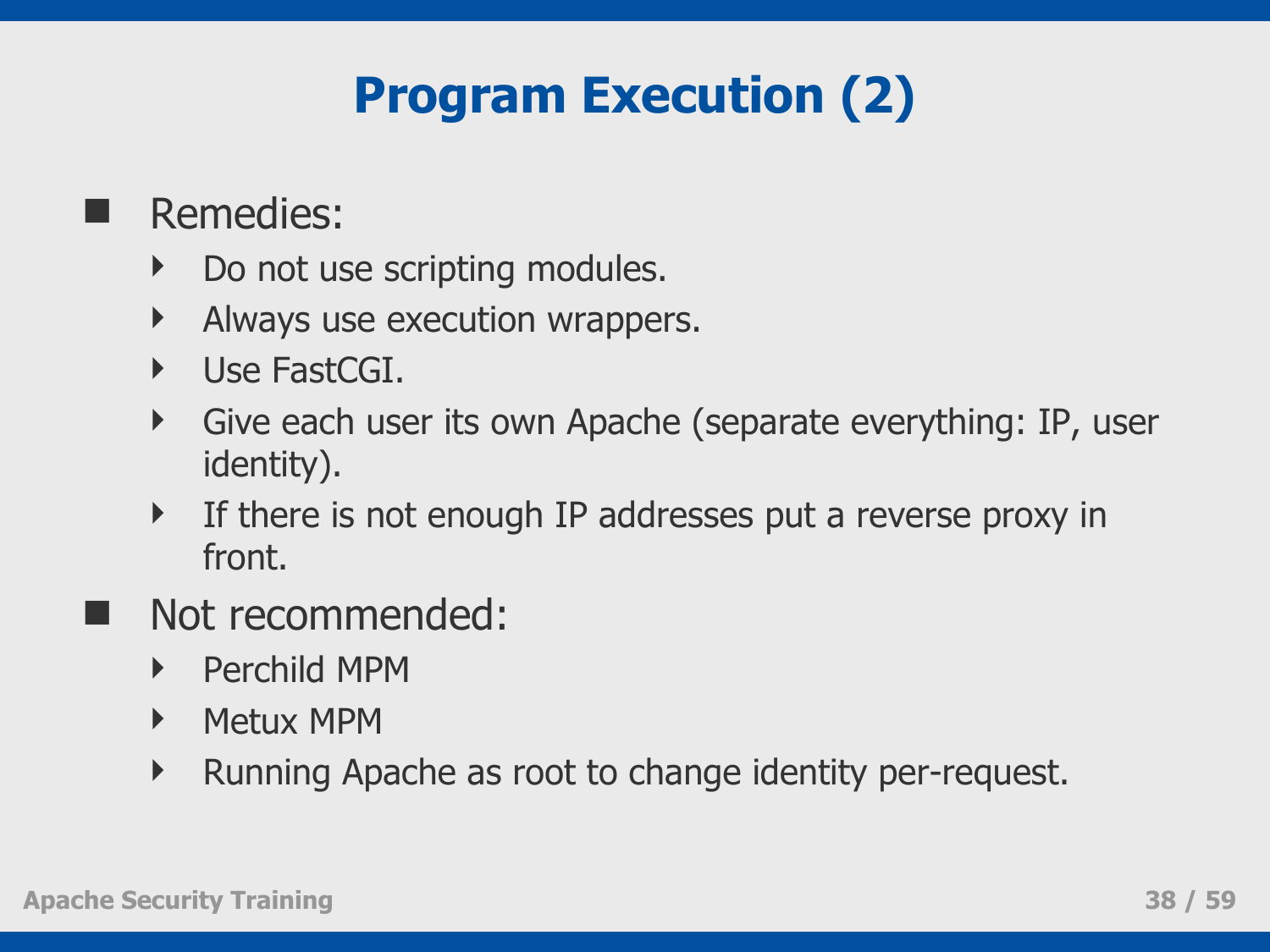# Program Execution (2)

- Remedies:
  - Do not use scripting modules.
  - Always use execution wrappers.
  - Use FastCGI.
  - Give each user its own Apache (separate everything: IP, user identity).
  - If there is not enough IP addresses put a reverse proxy in front.
- Not recommended:
  - Perchild MPM
  - Metux MPM
  - Running Apache as root to change identity per-request.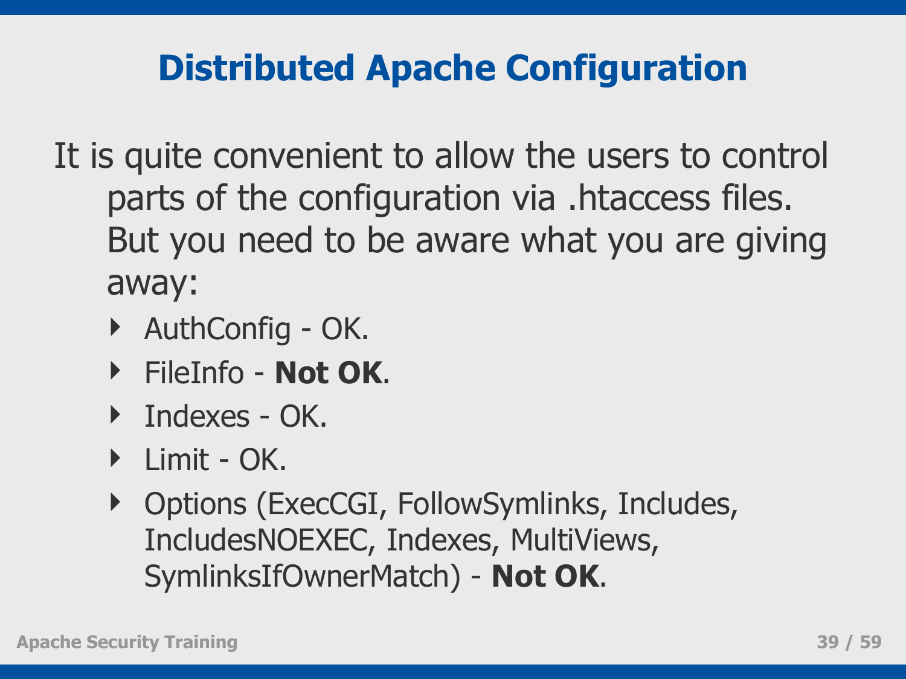# Distributed Apache Configuration

It is quite convenient to allow the users to control parts of the configuration via .htaccess files. But you need to be aware what you are giving away:

- AuthConfig - OK.
- FileInfo - **Not OK**.
- Indexes - OK.
- Limit - OK.
- Options (ExecCGI, FollowSymlinks, Includes, IncludesNOEXEC, Indexes, MultiViews, SymlinksIfOwnerMatch) - **Not OK**.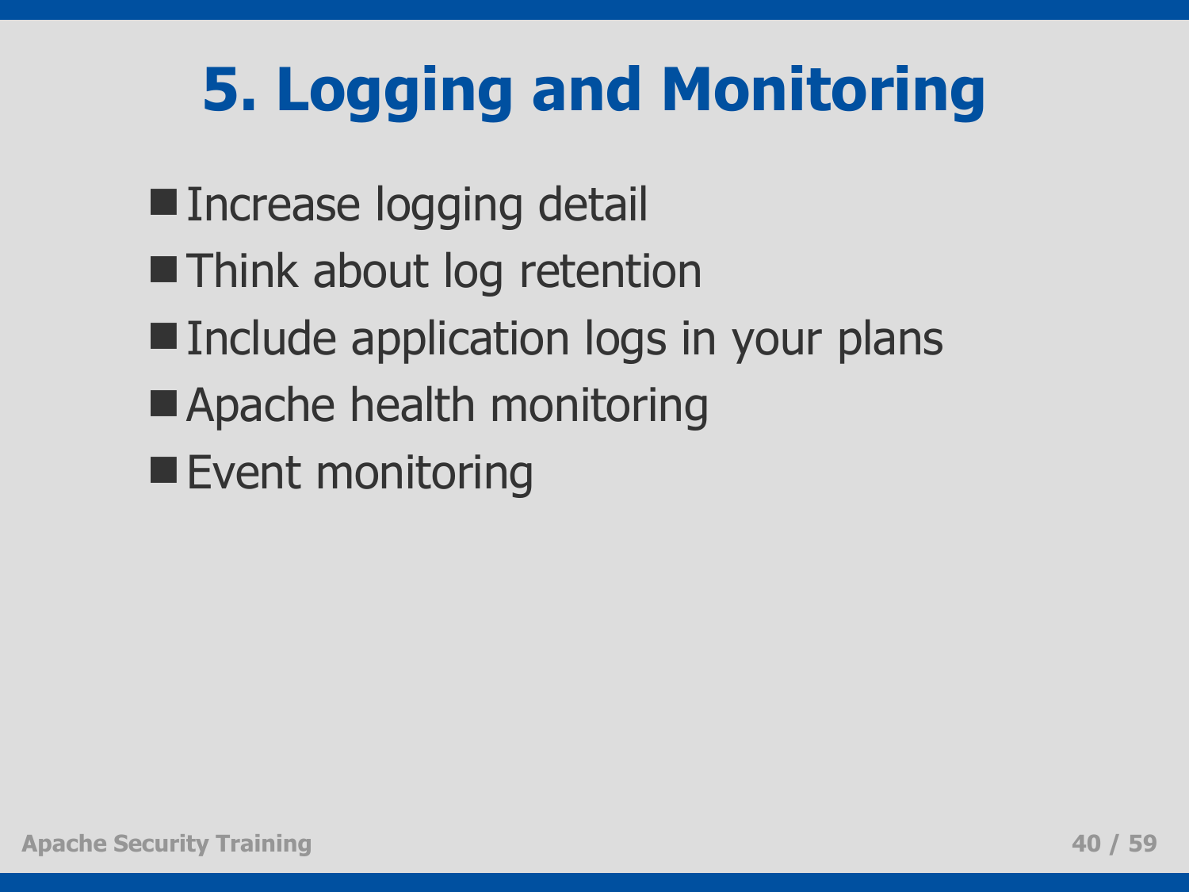# 5. Logging and Monitoring

- Increase logging detail
- Think about log retention
- Include application logs in your plans
- Apache health monitoring
- Event monitoring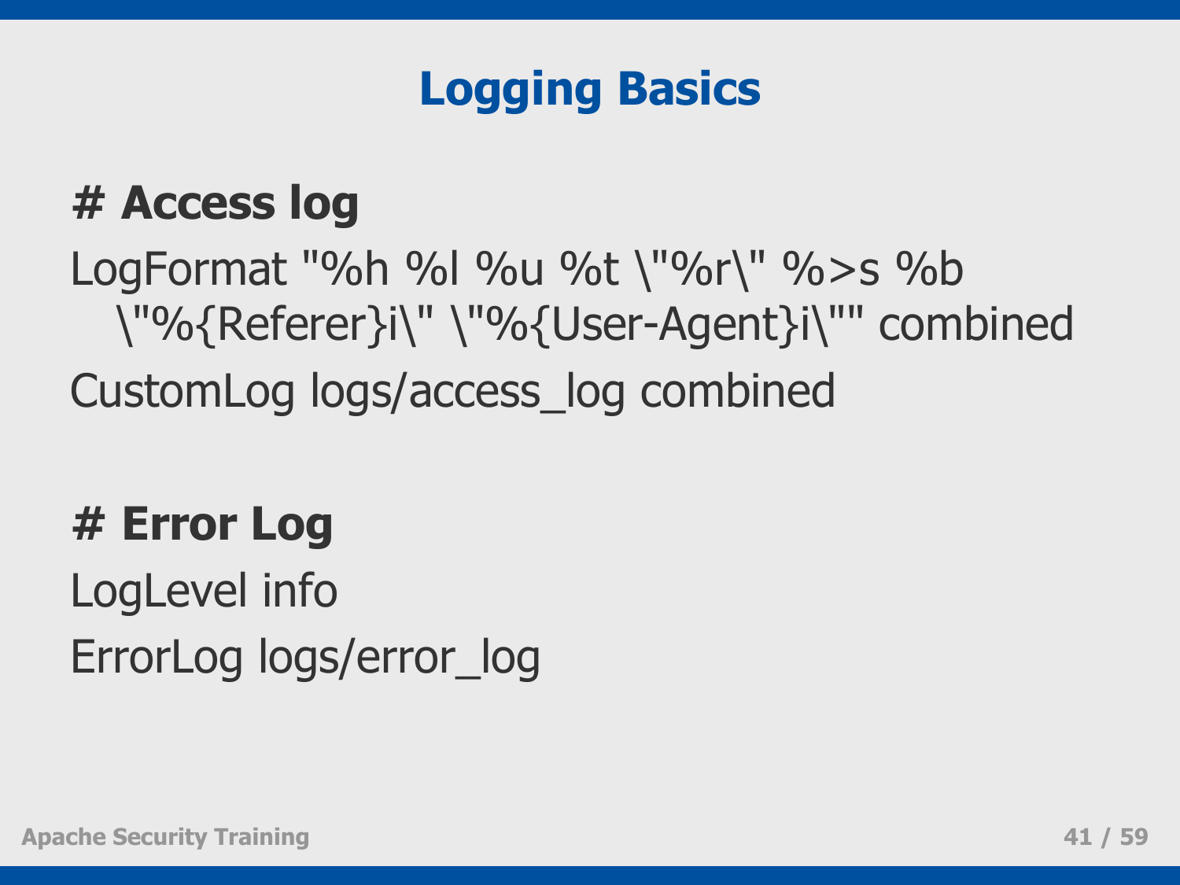## Logging Basics

```
# Access log
LogFormat "%h %l %u %t \"%r\" %>s %b
  \"%{Referer}i\" \"%{User-Agent}i\"" combined
CustomLog logs/access_log combined

# Error Log
LogLevel info
ErrorLog logs/error_log
```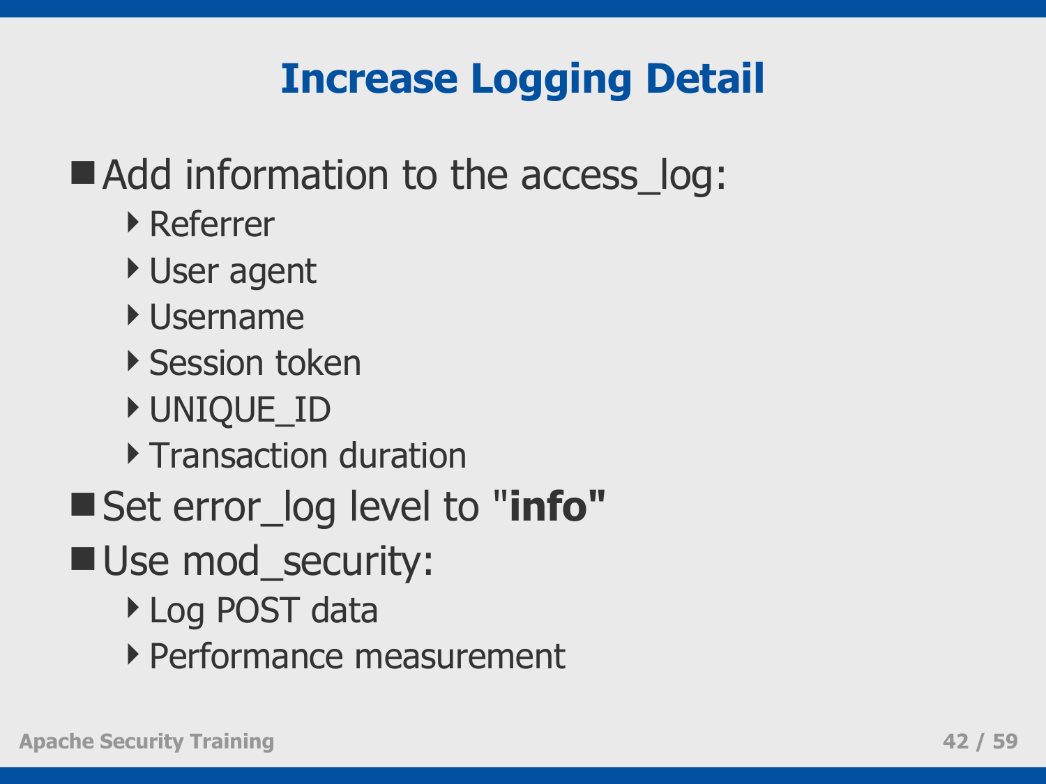# Increase Logging Detail

- Add information to the access_log:
  - Referrer
  - User agent
  - Username
  - Session token
  - UNIQUE_ID
  - Transaction duration
- Set error_log level to "**info**"
- Use mod_security:
  - Log POST data
  - Performance measurement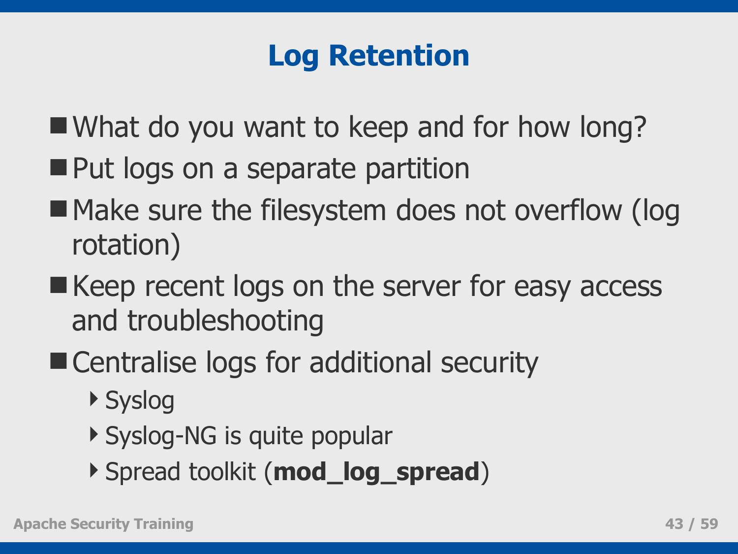# Log Retention

- What do you want to keep and for how long?
- Put logs on a separate partition
- Make sure the filesystem does not overflow (log rotation)
- Keep recent logs on the server for easy access and troubleshooting
- Centralise logs for additional security
  - Syslog
  - Syslog-NG is quite popular
  - Spread toolkit (**mod_log_spread**)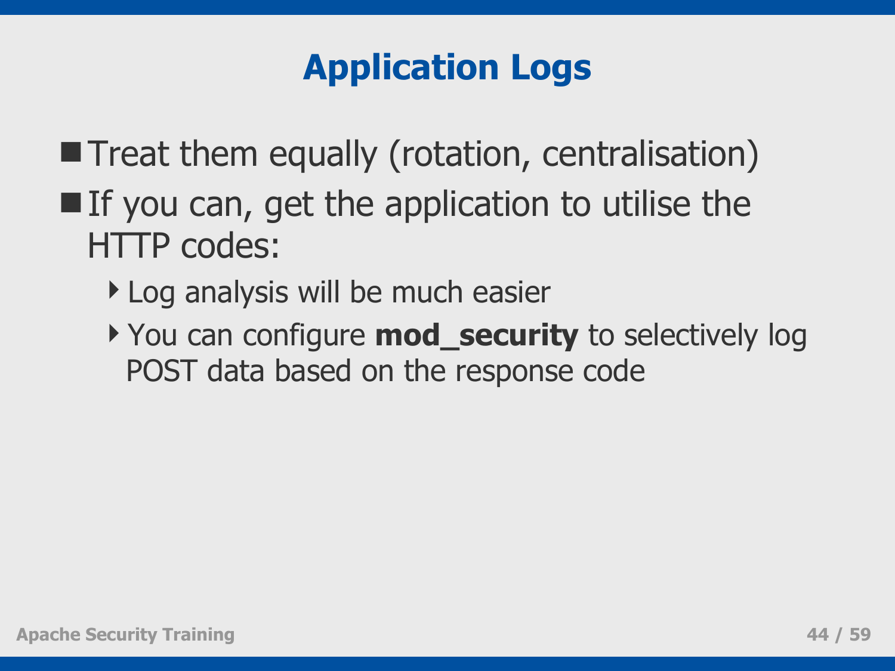# Application Logs

- Treat them equally (rotation, centralisation)
- If you can, get the application to utilise the HTTP codes:
  - Log analysis will be much easier
  - You can configure **mod_security** to selectively log POST data based on the response code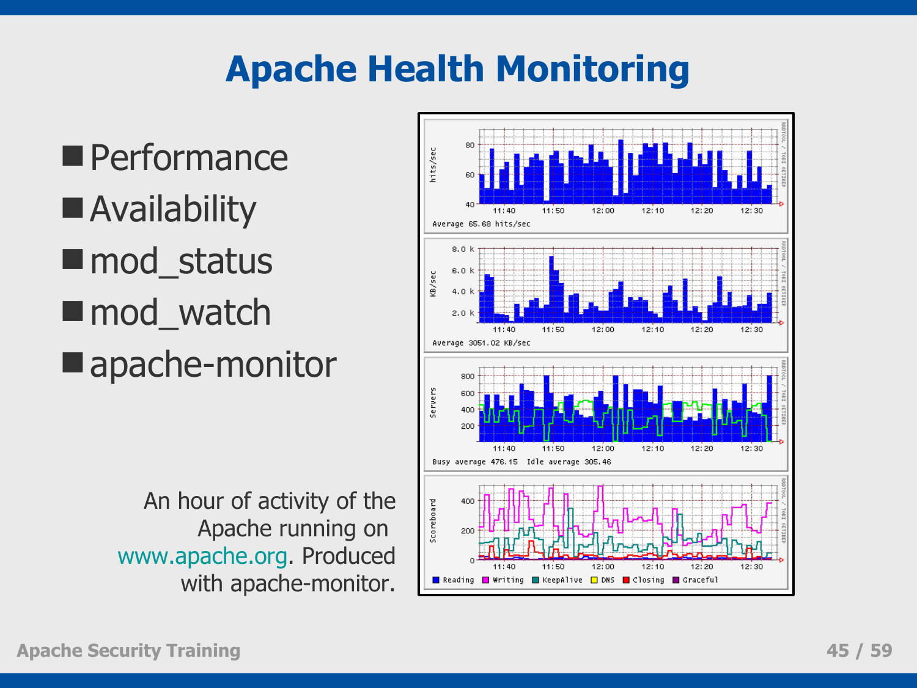# Apache Health Monitoring

- Performance
- Availability
- mod_status
- mod_watch
- apache-monitor

An hour of activity of the Apache running on www.apache.org. Produced with apache-monitor.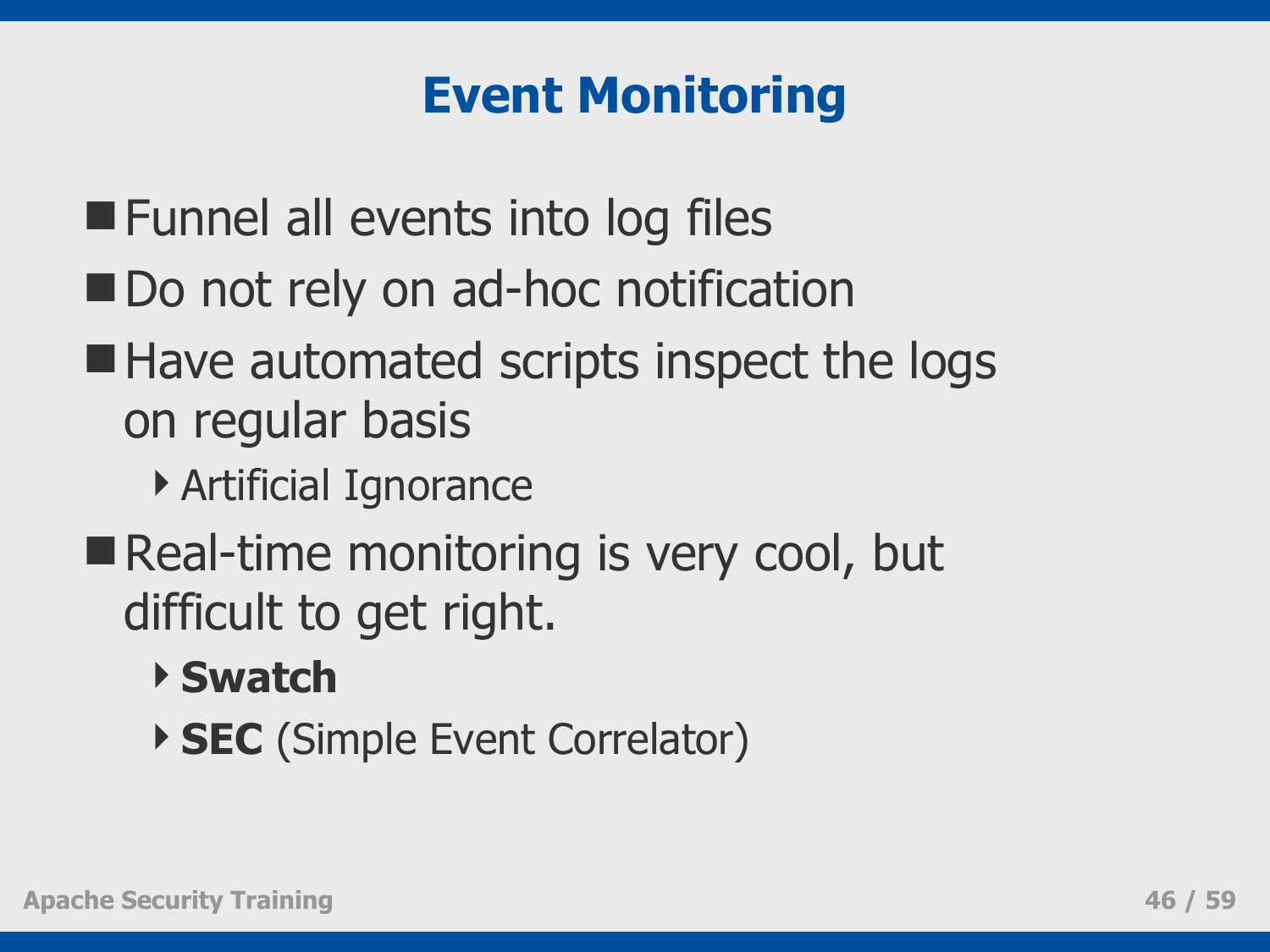# Event Monitoring

- Funnel all events into log files
- Do not rely on ad-hoc notification
- Have automated scripts inspect the logs on regular basis
  - Artificial Ignorance
- Real-time monitoring is very cool, but difficult to get right.
  - **Swatch**
  - **SEC** (Simple Event Correlator)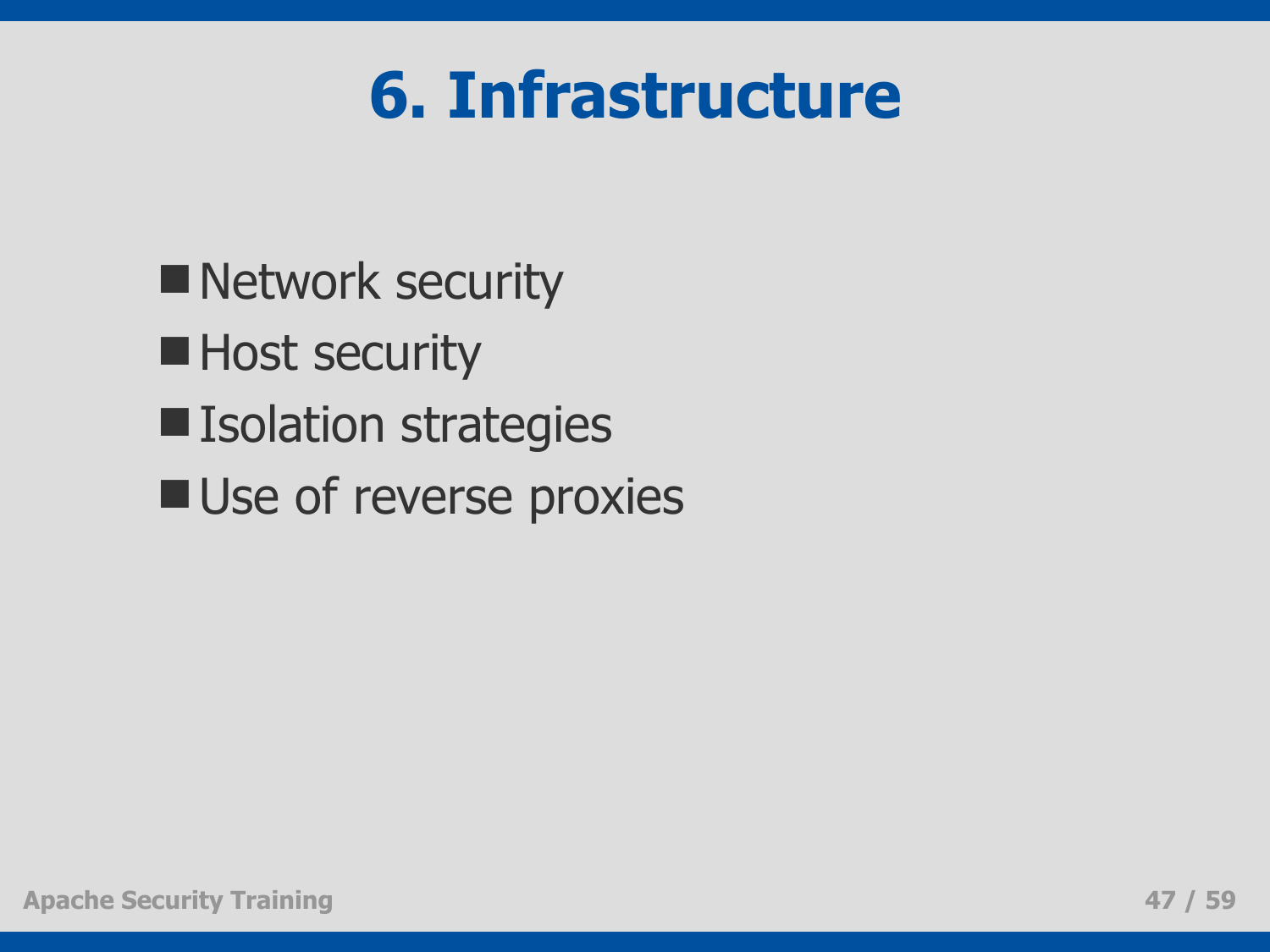# 6. Infrastructure

- Network security
- Host security
- Isolation strategies
- Use of reverse proxies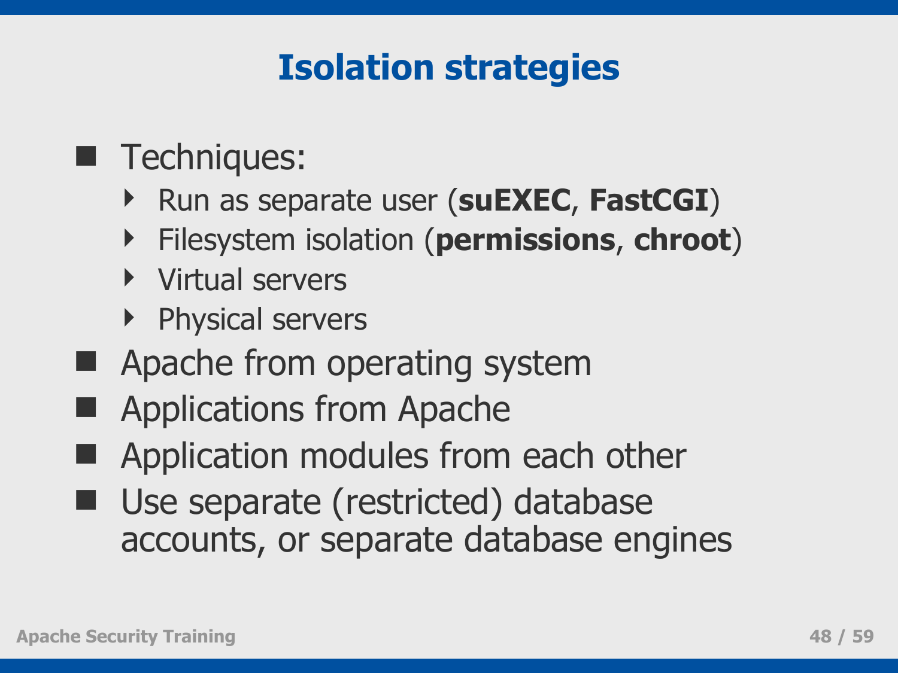# Isolation strategies

- Techniques:
  - Run as separate user (**suEXEC**, **FastCGI**)
  - Filesystem isolation (**permissions**, **chroot**)
  - Virtual servers
  - Physical servers
- Apache from operating system
- Applications from Apache
- Application modules from each other
- Use separate (restricted) database accounts, or separate database engines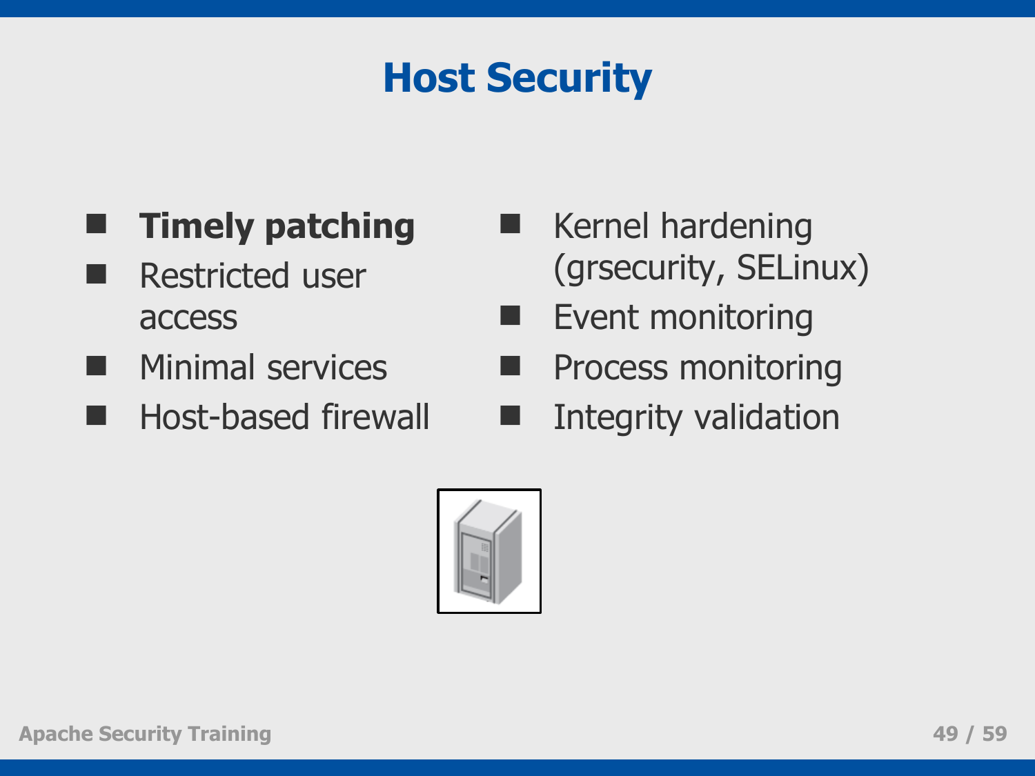# Host Security

- **Timely patching**
- Restricted user access
- Minimal services
- Host-based firewall
- Kernel hardening (grsecurity, SELinux)
- Event monitoring
- Process monitoring
- Integrity validation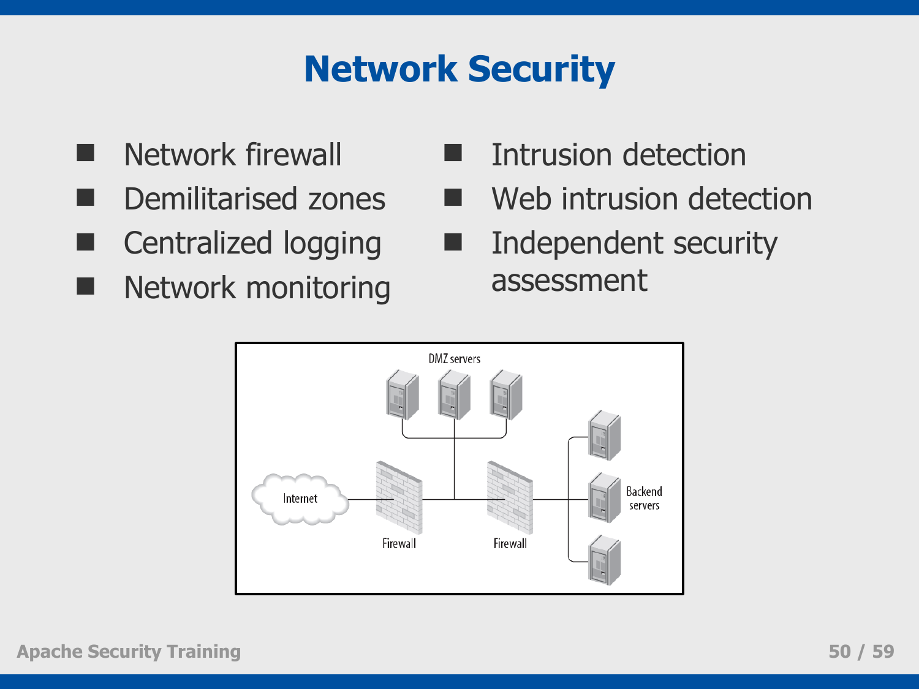# Network Security

- Network firewall
- Demilitarised zones
- Centralized logging
- Network monitoring
- Intrusion detection
- Web intrusion detection
- Independent security assessment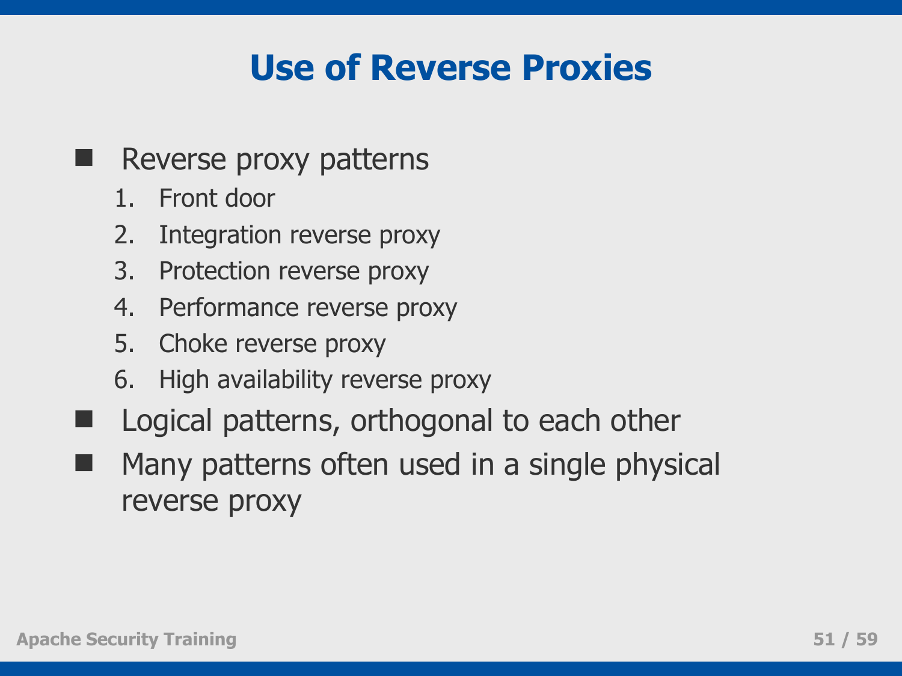# Use of Reverse Proxies

- Reverse proxy patterns
  1. Front door
  2. Integration reverse proxy
  3. Protection reverse proxy
  4. Performance reverse proxy
  5. Choke reverse proxy
  6. High availability reverse proxy
- Logical patterns, orthogonal to each other
- Many patterns often used in a single physical reverse proxy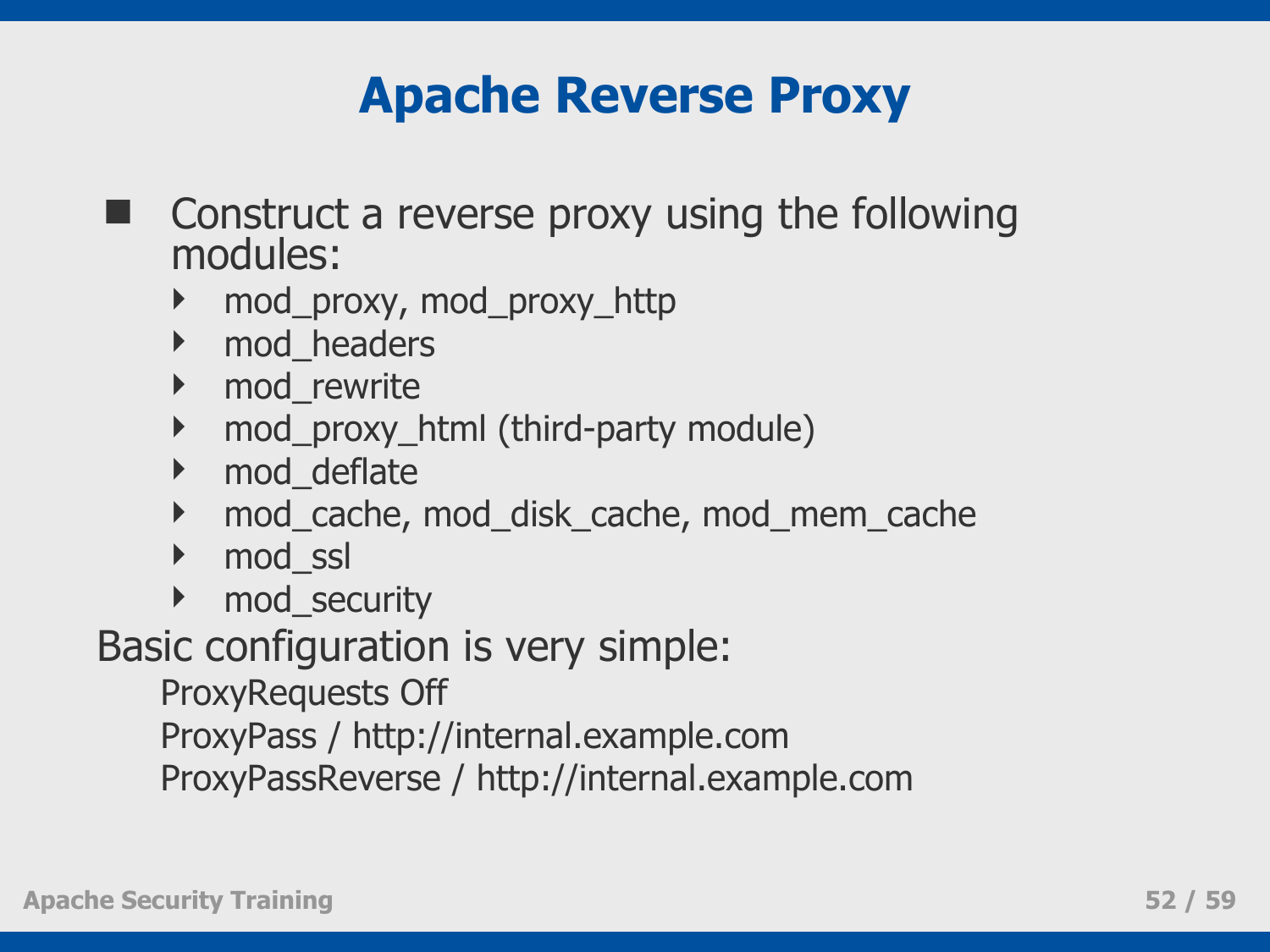# Apache Reverse Proxy

- Construct a reverse proxy using the following modules:
  - mod_proxy, mod_proxy_http
  - mod_headers
  - mod_rewrite
  - mod_proxy_html (third-party module)
  - mod_deflate
  - mod_cache, mod_disk_cache, mod_mem_cache
  - mod_ssl
  - mod_security

Basic configuration is very simple:

```
ProxyRequests Off
ProxyPass / http://internal.example.com
ProxyPassReverse / http://internal.example.com
```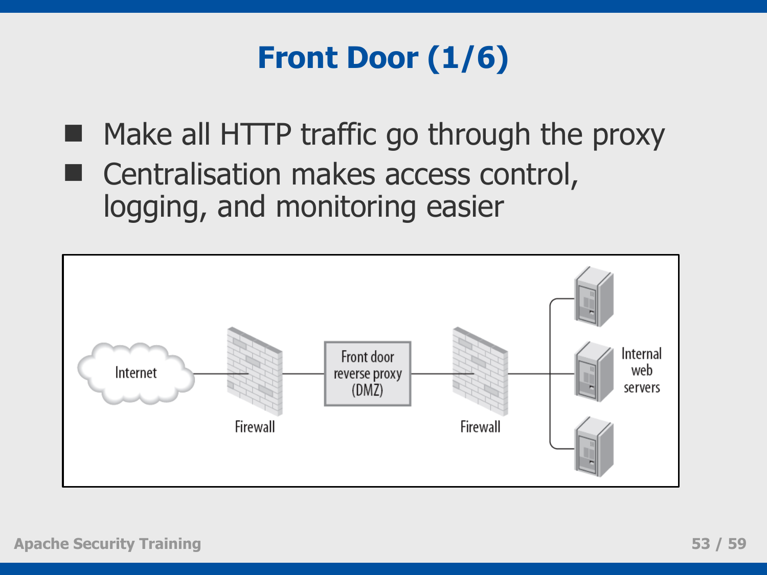# Front Door (1/6)

- Make all HTTP traffic go through the proxy
- Centralisation makes access control, logging, and monitoring easier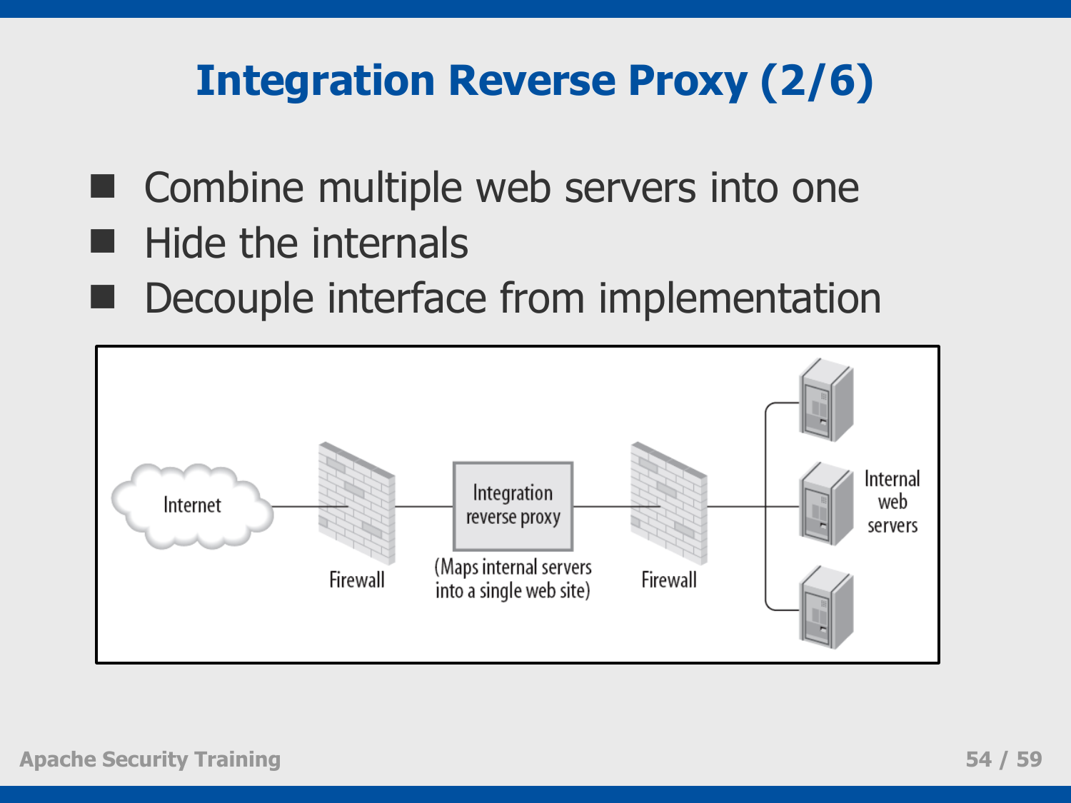# Integration Reverse Proxy (2/6)

- Combine multiple web servers into one
- Hide the internals
- Decouple interface from implementation

Internet

Firewall

Integration reverse proxy

(Maps internal servers into a single web site)

Firewall

Internal web servers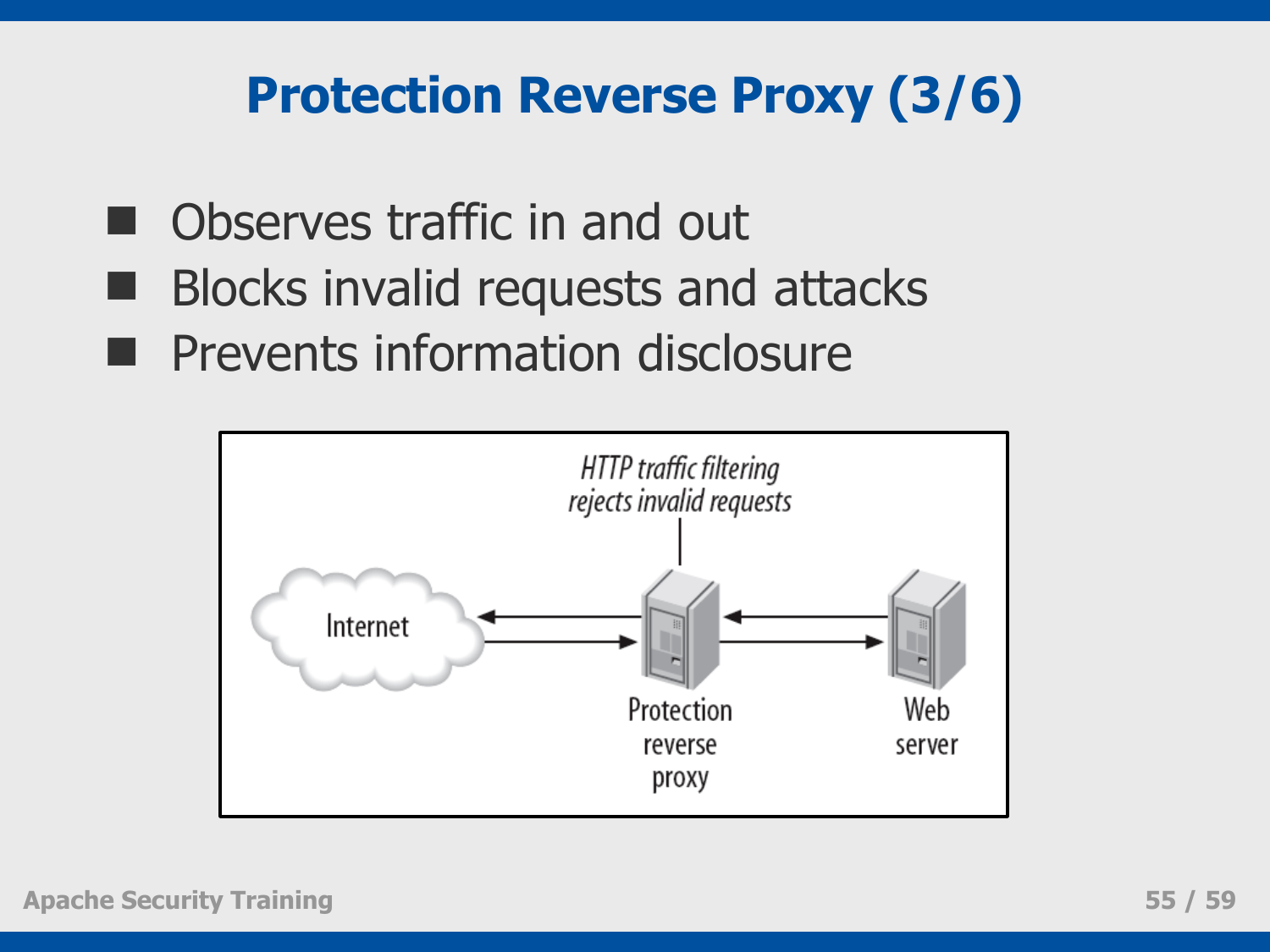# Protection Reverse Proxy (3/6)

- Observes traffic in and out
- Blocks invalid requests and attacks
- Prevents information disclosure

*HTTP traffic filtering rejects invalid requests*

Internet

Protection reverse proxy

Web server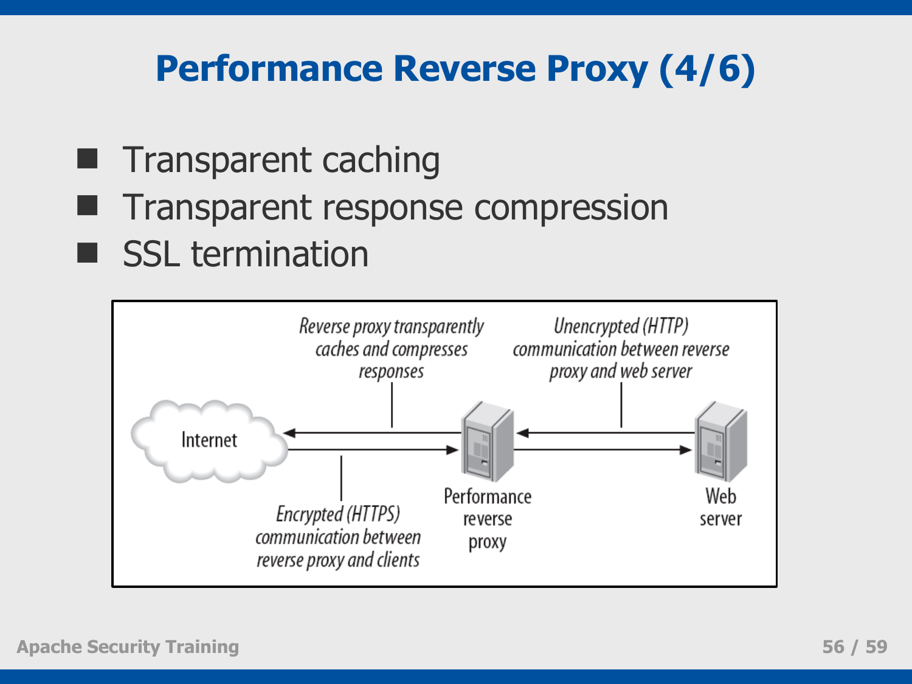# Performance Reverse Proxy (4/6)

- Transparent caching
- Transparent response compression
- SSL termination

Reverse proxy transparently caches and compresses responses

Unencrypted (HTTP) communication between reverse proxy and web server

Internet

Performance reverse proxy

Web server

Encrypted (HTTPS) communication between reverse proxy and clients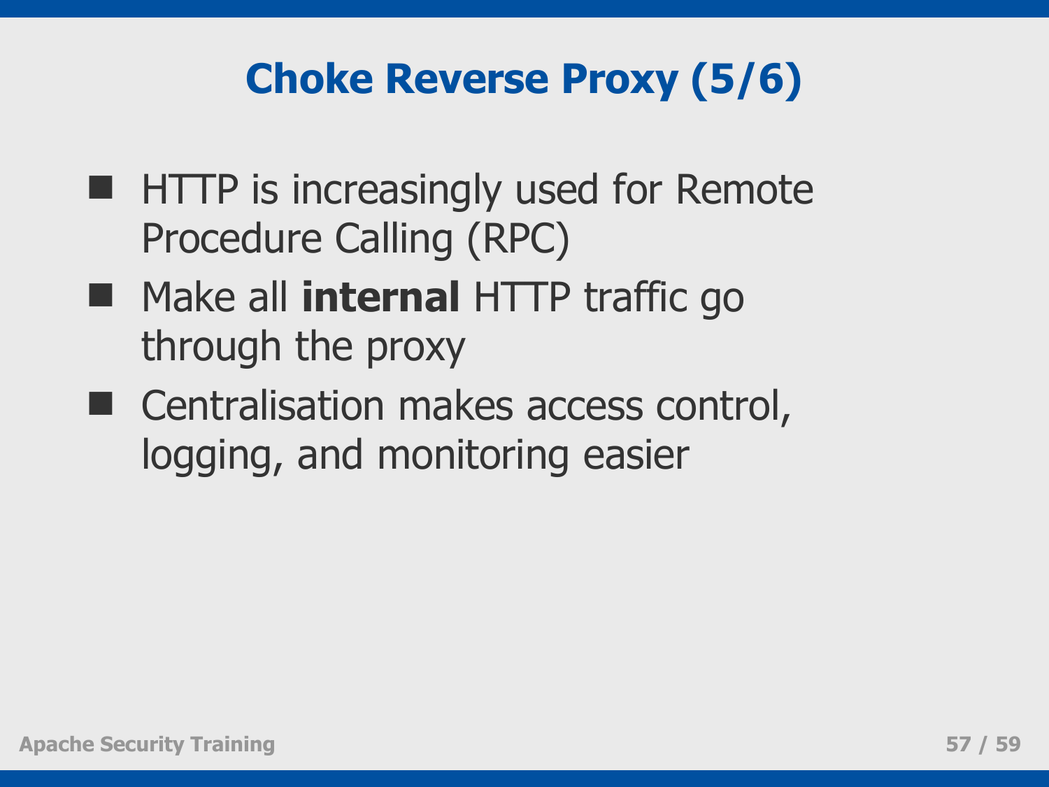# Choke Reverse Proxy (5/6)

- HTTP is increasingly used for Remote Procedure Calling (RPC)
- Make all **internal** HTTP traffic go through the proxy
- Centralisation makes access control, logging, and monitoring easier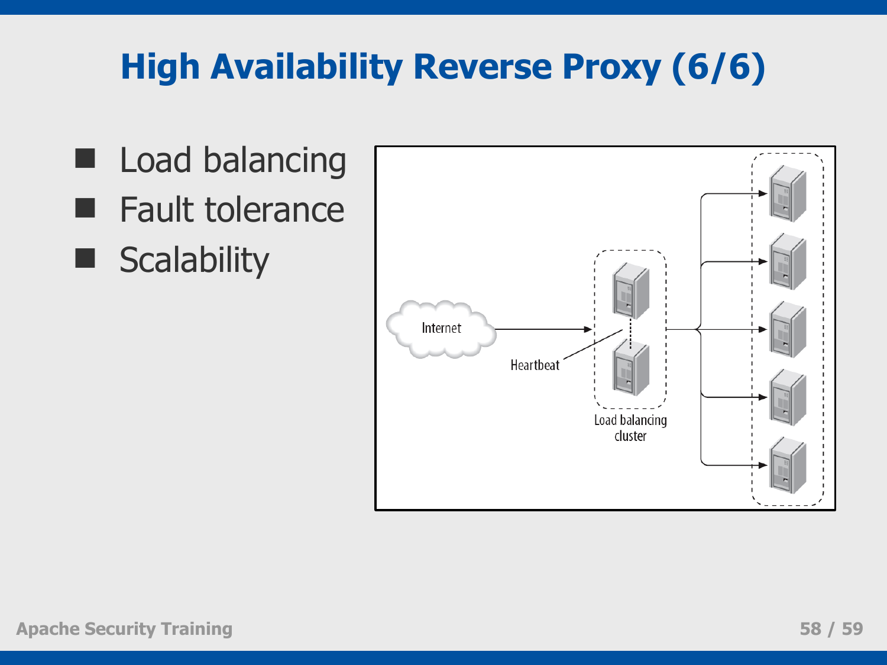# High Availability Reverse Proxy (6/6)

- Load balancing
- Fault tolerance
- Scalability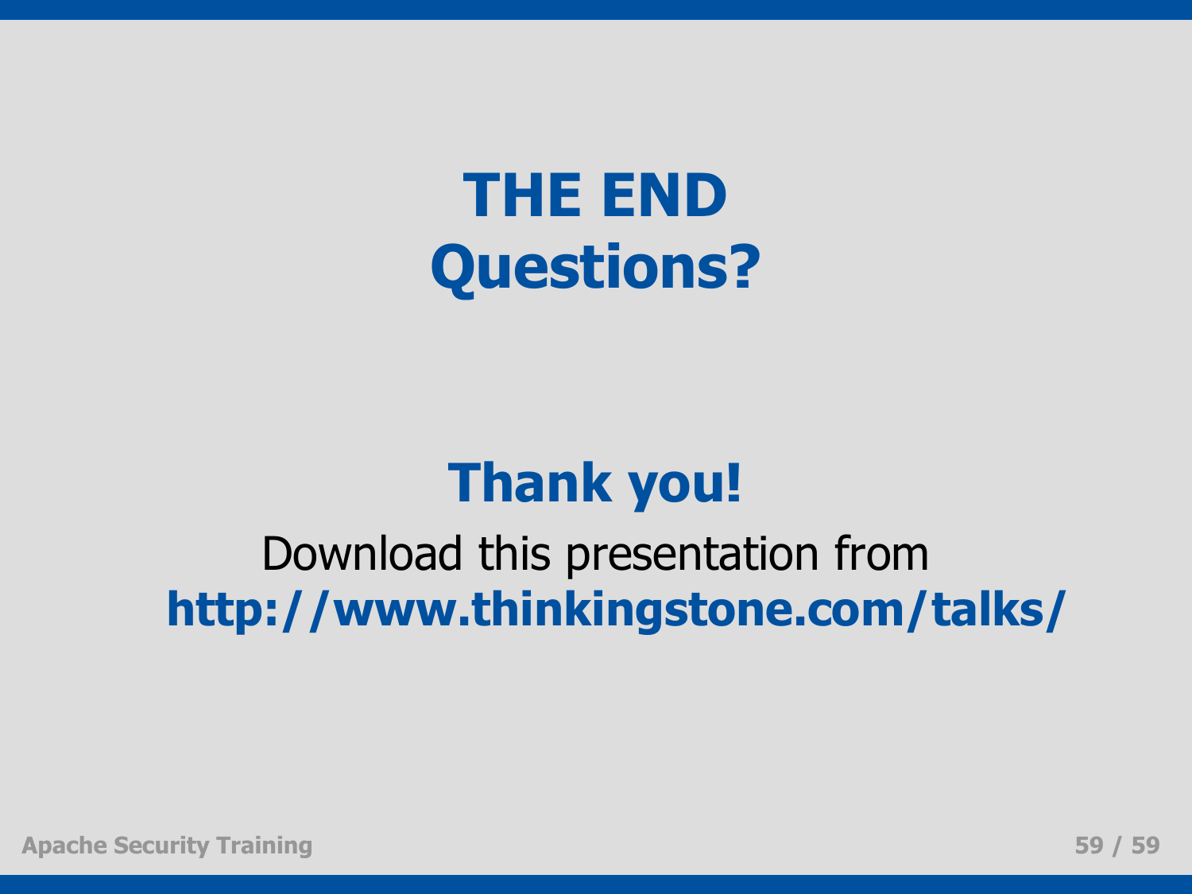# THE END
# Questions?

## Thank you!

Download this presentation from

**http://www.thinkingstone.com/talks/**